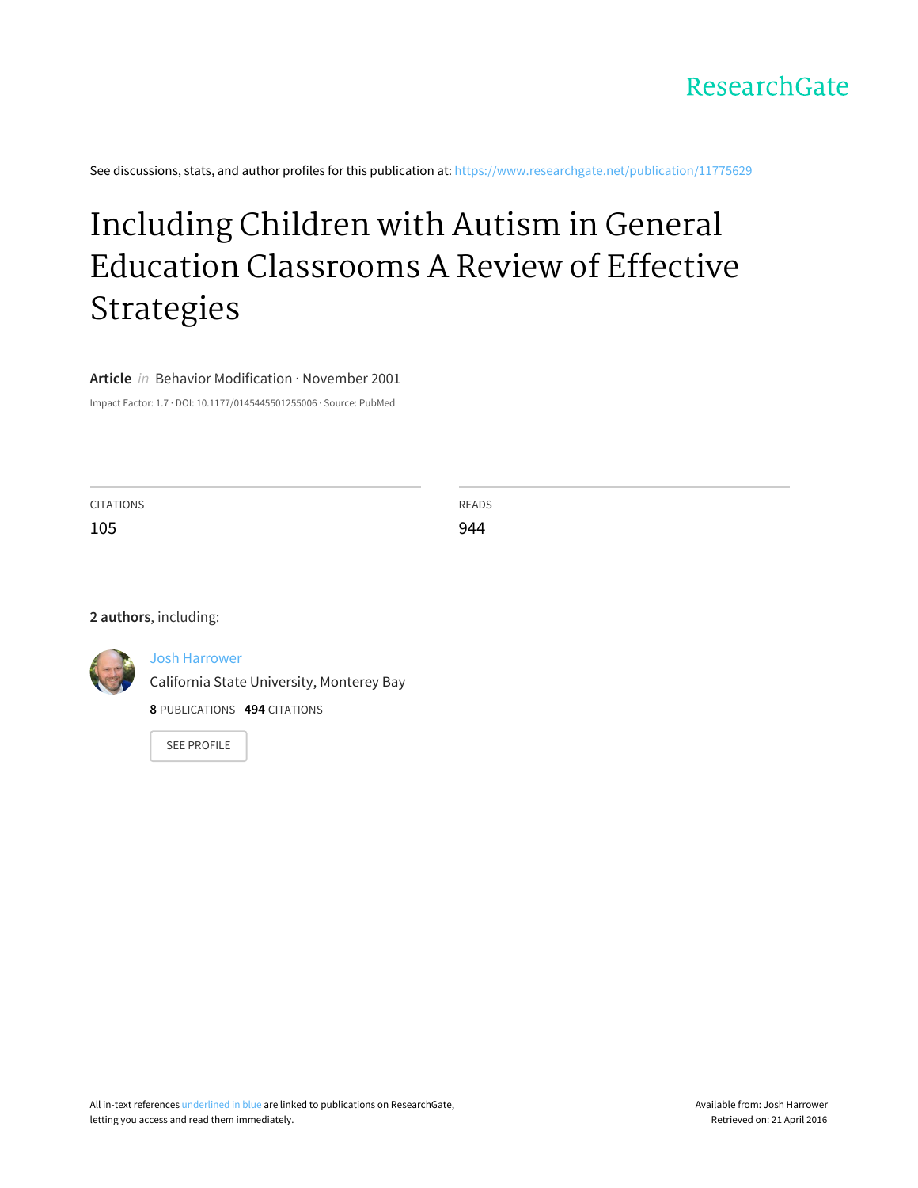ResearchGate

See discussions, stats, and author profiles for this publication at: https://www.researchgate.net/publication/11775629

# Including Children with Autism in General Education Classrooms A Review of Effective Strategies

**Article** *in* Behavior Modification · November 2001

Impact Factor: 1.7 · DOI: 10.1177/0145445501255006 · Source: PubMed

| CITATIONS | READS |
| --- | --- |
| 105 | 944 |

**2 authors**, including:

Josh Harrower
California State University, Monterey Bay
**8** PUBLICATIONS **494** CITATIONS

SEE PROFILE

All in-text references underlined in blue are linked to publications on ResearchGate, letting you access and read them immediately.

Available from: Josh Harrower
Retrieved on: 21 April 2016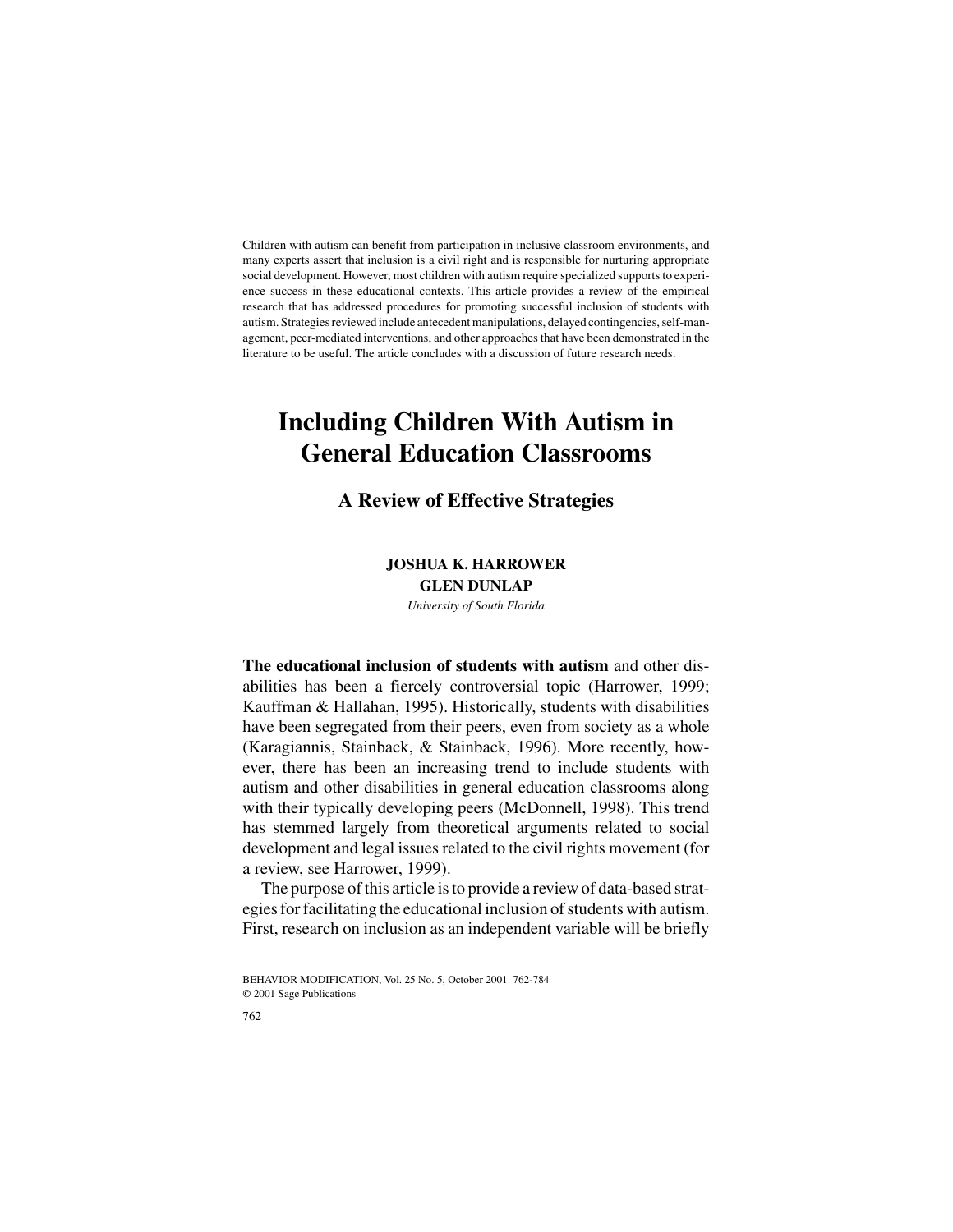Children with autism can benefit from participation in inclusive classroom environments, and many experts assert that inclusion is a civil right and is responsible for nurturing appropriate social development. However, most children with autism require specialized supports to experience success in these educational contexts. This article provides a review of the empirical research that has addressed procedures for promoting successful inclusion of students with autism. Strategies reviewed include antecedent manipulations, delayed contingencies, self-management, peer-mediated interventions, and other approaches that have been demonstrated in the literature to be useful. The article concludes with a discussion of future research needs.

# Including Children With Autism in General Education Classrooms

## A Review of Effective Strategies

**JOSHUA K. HARROWER**
**GLEN DUNLAP**
*University of South Florida*

**The educational inclusion of students with autism** and other disabilities has been a fiercely controversial topic (Harrower, 1999; Kauffman & Hallahan, 1995). Historically, students with disabilities have been segregated from their peers, even from society as a whole (Karagiannis, Stainback, & Stainback, 1996). More recently, however, there has been an increasing trend to include students with autism and other disabilities in general education classrooms along with their typically developing peers (McDonnell, 1998). This trend has stemmed largely from theoretical arguments related to social development and legal issues related to the civil rights movement (for a review, see Harrower, 1999).

The purpose of this article is to provide a review of data-based strategies for facilitating the educational inclusion of students with autism. First, research on inclusion as an independent variable will be briefly

BEHAVIOR MODIFICATION, Vol. 25 No. 5, October 2001 762-784
© 2001 Sage Publications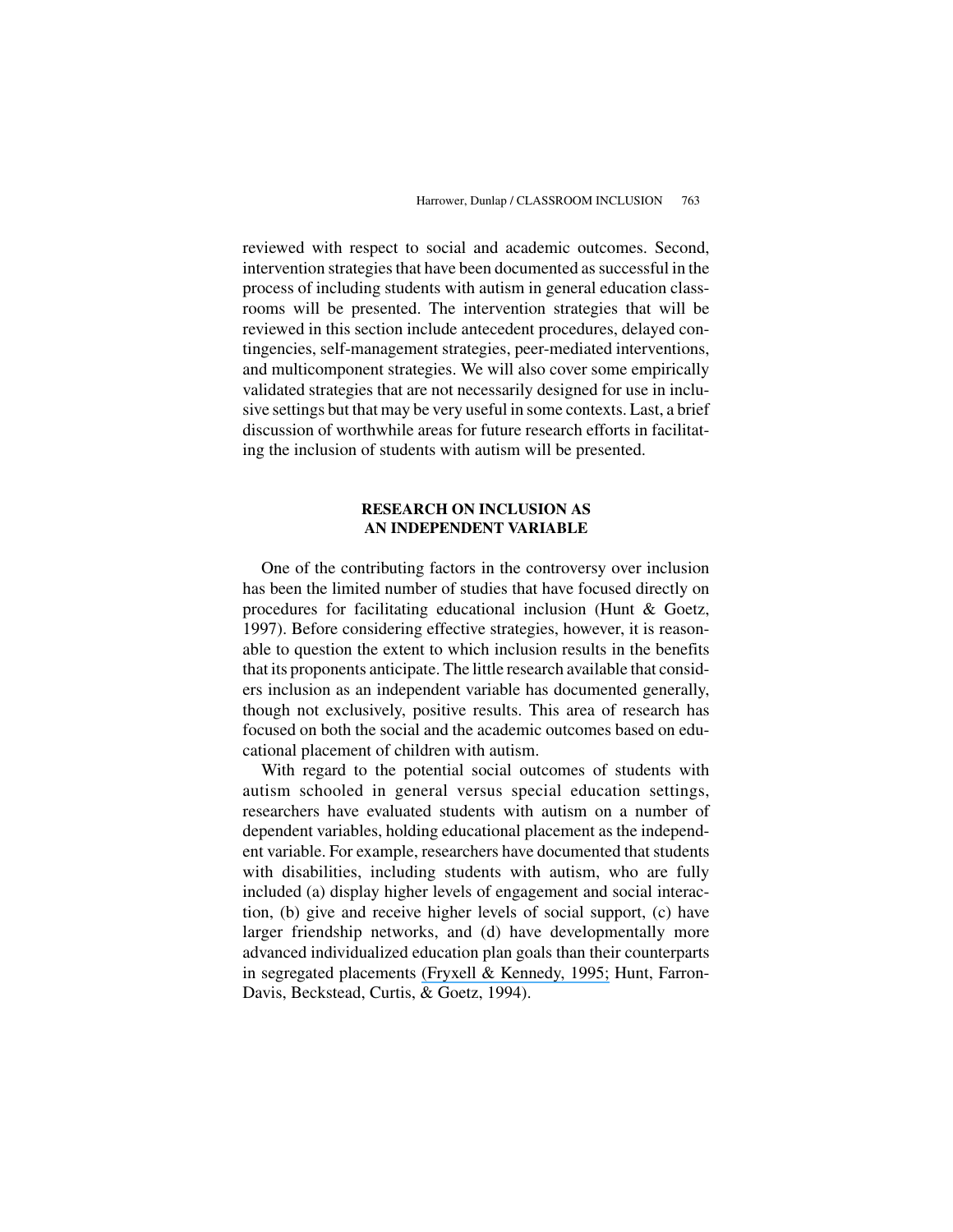reviewed with respect to social and academic outcomes. Second, intervention strategies that have been documented as successful in the process of including students with autism in general education classrooms will be presented. The intervention strategies that will be reviewed in this section include antecedent procedures, delayed contingencies, self-management strategies, peer-mediated interventions, and multicomponent strategies. We will also cover some empirically validated strategies that are not necessarily designed for use in inclusive settings but that may be very useful in some contexts. Last, a brief discussion of worthwhile areas for future research efforts in facilitating the inclusion of students with autism will be presented.

## RESEARCH ON INCLUSION AS AN INDEPENDENT VARIABLE

One of the contributing factors in the controversy over inclusion has been the limited number of studies that have focused directly on procedures for facilitating educational inclusion (Hunt & Goetz, 1997). Before considering effective strategies, however, it is reasonable to question the extent to which inclusion results in the benefits that its proponents anticipate. The little research available that considers inclusion as an independent variable has documented generally, though not exclusively, positive results. This area of research has focused on both the social and the academic outcomes based on educational placement of children with autism.

With regard to the potential social outcomes of students with autism schooled in general versus special education settings, researchers have evaluated students with autism on a number of dependent variables, holding educational placement as the independent variable. For example, researchers have documented that students with disabilities, including students with autism, who are fully included (a) display higher levels of engagement and social interaction, (b) give and receive higher levels of social support, (c) have larger friendship networks, and (d) have developmentally more advanced individualized education plan goals than their counterparts in segregated placements (Fryxell & Kennedy, 1995; Hunt, Farron-Davis, Beckstead, Curtis, & Goetz, 1994).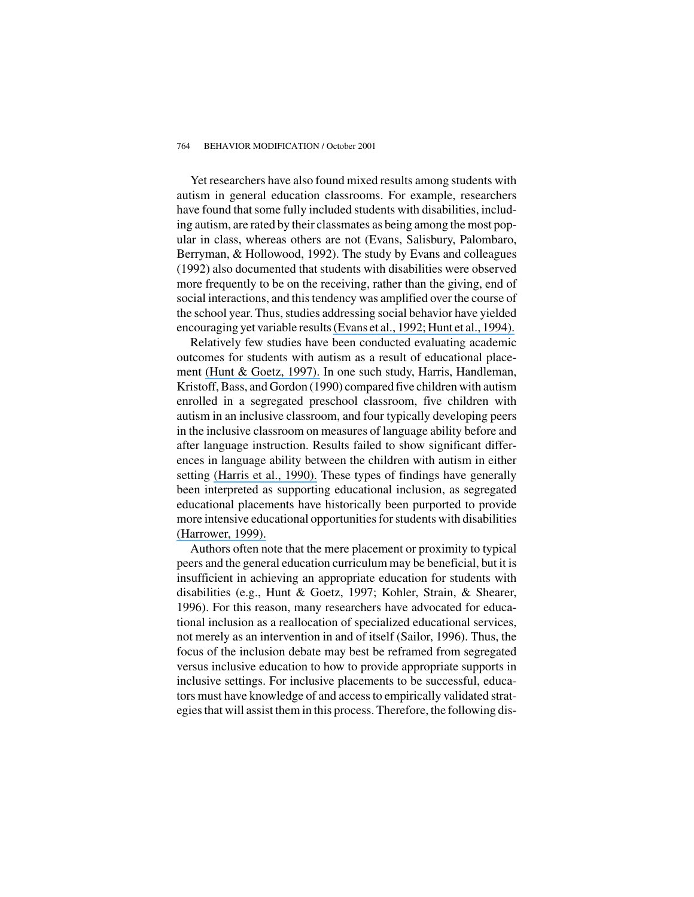Yet researchers have also found mixed results among students with autism in general education classrooms. For example, researchers have found that some fully included students with disabilities, including autism, are rated by their classmates as being among the most popular in class, whereas others are not (Evans, Salisbury, Palombaro, Berryman, & Hollowood, 1992). The study by Evans and colleagues (1992) also documented that students with disabilities were observed more frequently to be on the receiving, rather than the giving, end of social interactions, and this tendency was amplified over the course of the school year. Thus, studies addressing social behavior have yielded encouraging yet variable results (Evans et al., 1992; Hunt et al., 1994).

Relatively few studies have been conducted evaluating academic outcomes for students with autism as a result of educational placement (Hunt & Goetz, 1997). In one such study, Harris, Handleman, Kristoff, Bass, and Gordon (1990) compared five children with autism enrolled in a segregated preschool classroom, five children with autism in an inclusive classroom, and four typically developing peers in the inclusive classroom on measures of language ability before and after language instruction. Results failed to show significant differences in language ability between the children with autism in either setting (Harris et al., 1990). These types of findings have generally been interpreted as supporting educational inclusion, as segregated educational placements have historically been purported to provide more intensive educational opportunities for students with disabilities (Harrower, 1999).

Authors often note that the mere placement or proximity to typical peers and the general education curriculum may be beneficial, but it is insufficient in achieving an appropriate education for students with disabilities (e.g., Hunt & Goetz, 1997; Kohler, Strain, & Shearer, 1996). For this reason, many researchers have advocated for educational inclusion as a reallocation of specialized educational services, not merely as an intervention in and of itself (Sailor, 1996). Thus, the focus of the inclusion debate may best be reframed from segregated versus inclusive education to how to provide appropriate supports in inclusive settings. For inclusive placements to be successful, educators must have knowledge of and access to empirically validated strategies that will assist them in this process. Therefore, the following dis-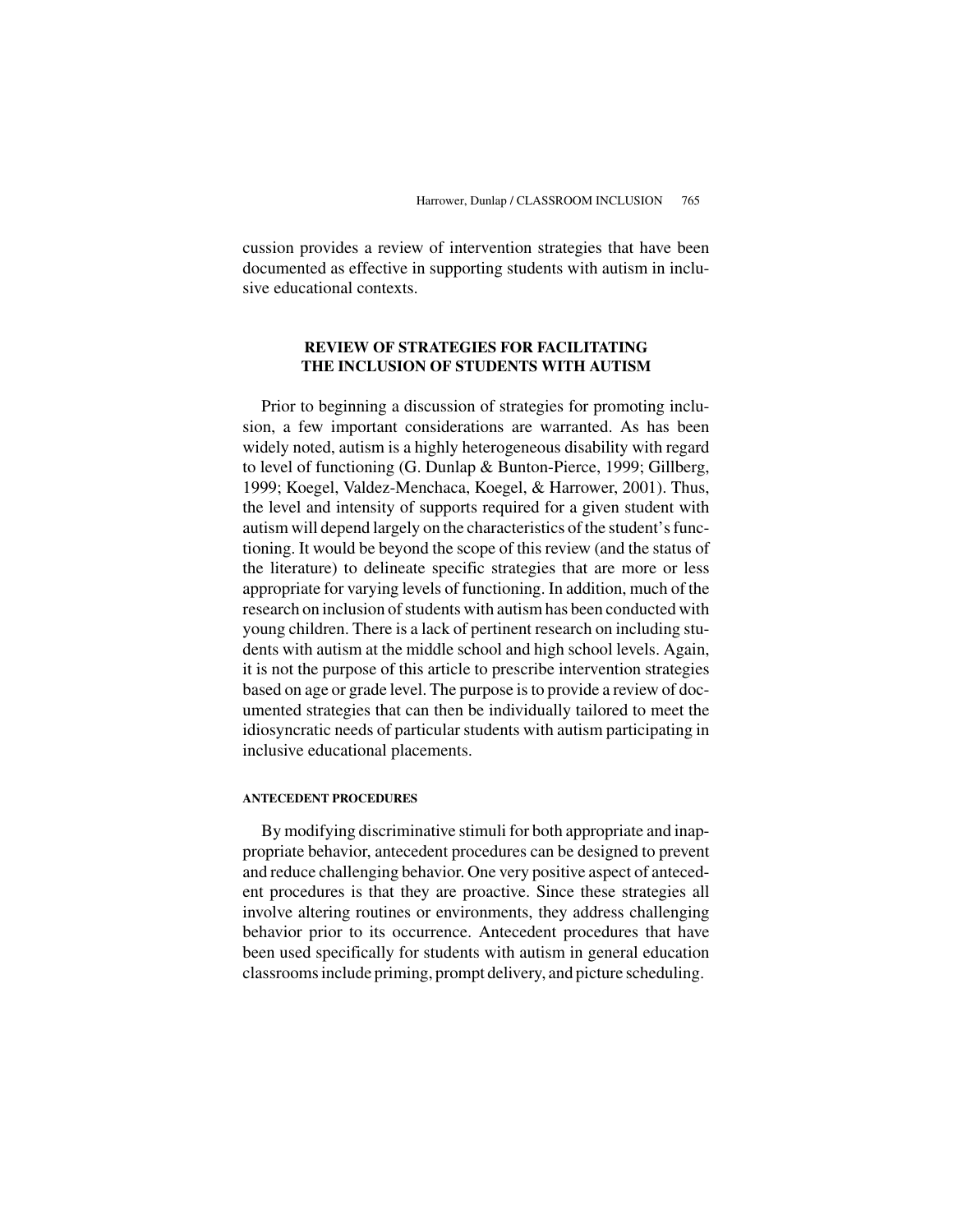cussion provides a review of intervention strategies that have been documented as effective in supporting students with autism in inclusive educational contexts.

## REVIEW OF STRATEGIES FOR FACILITATING THE INCLUSION OF STUDENTS WITH AUTISM

Prior to beginning a discussion of strategies for promoting inclusion, a few important considerations are warranted. As has been widely noted, autism is a highly heterogeneous disability with regard to level of functioning (G. Dunlap & Bunton-Pierce, 1999; Gillberg, 1999; Koegel, Valdez-Menchaca, Koegel, & Harrower, 2001). Thus, the level and intensity of supports required for a given student with autism will depend largely on the characteristics of the student's functioning. It would be beyond the scope of this review (and the status of the literature) to delineate specific strategies that are more or less appropriate for varying levels of functioning. In addition, much of the research on inclusion of students with autism has been conducted with young children. There is a lack of pertinent research on including students with autism at the middle school and high school levels. Again, it is not the purpose of this article to prescribe intervention strategies based on age or grade level. The purpose is to provide a review of documented strategies that can then be individually tailored to meet the idiosyncratic needs of particular students with autism participating in inclusive educational placements.

### ANTECEDENT PROCEDURES

By modifying discriminative stimuli for both appropriate and inappropriate behavior, antecedent procedures can be designed to prevent and reduce challenging behavior. One very positive aspect of antecedent procedures is that they are proactive. Since these strategies all involve altering routines or environments, they address challenging behavior prior to its occurrence. Antecedent procedures that have been used specifically for students with autism in general education classrooms include priming, prompt delivery, and picture scheduling.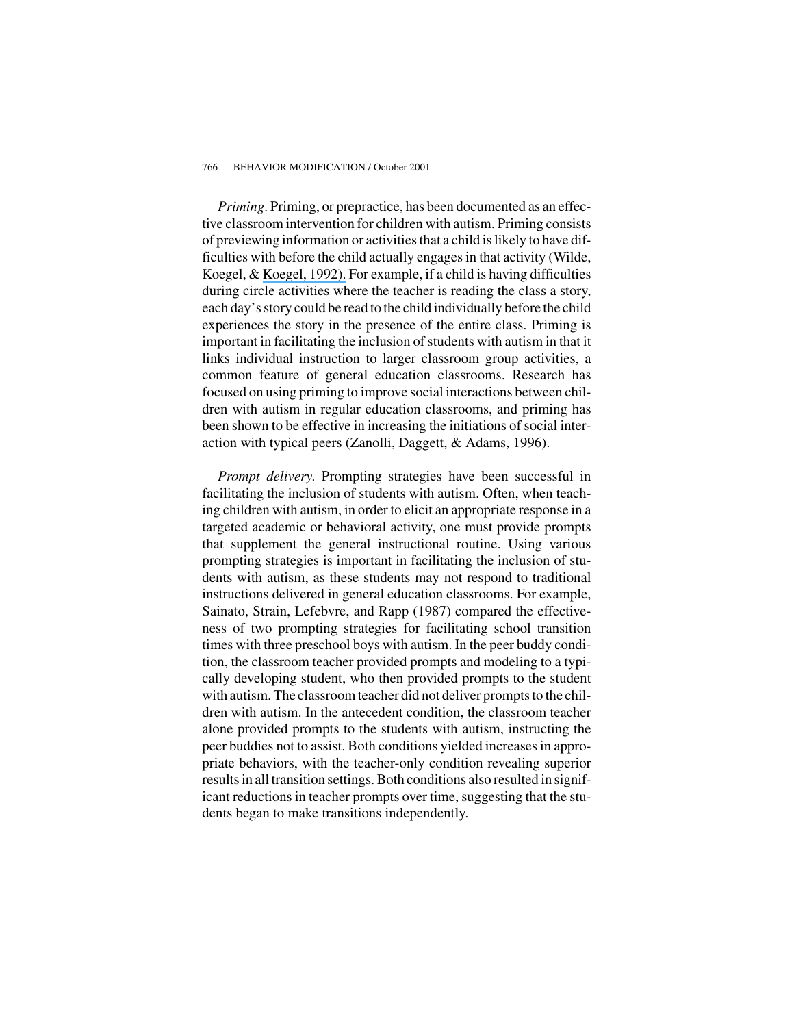*Priming*. Priming, or prepractice, has been documented as an effective classroom intervention for children with autism. Priming consists of previewing information or activities that a child is likely to have difficulties with before the child actually engages in that activity (Wilde, Koegel, & Koegel, 1992). For example, if a child is having difficulties during circle activities where the teacher is reading the class a story, each day's story could be read to the child individually before the child experiences the story in the presence of the entire class. Priming is important in facilitating the inclusion of students with autism in that it links individual instruction to larger classroom group activities, a common feature of general education classrooms. Research has focused on using priming to improve social interactions between children with autism in regular education classrooms, and priming has been shown to be effective in increasing the initiations of social interaction with typical peers (Zanolli, Daggett, & Adams, 1996).

*Prompt delivery.* Prompting strategies have been successful in facilitating the inclusion of students with autism. Often, when teaching children with autism, in order to elicit an appropriate response in a targeted academic or behavioral activity, one must provide prompts that supplement the general instructional routine. Using various prompting strategies is important in facilitating the inclusion of students with autism, as these students may not respond to traditional instructions delivered in general education classrooms. For example, Sainato, Strain, Lefebvre, and Rapp (1987) compared the effectiveness of two prompting strategies for facilitating school transition times with three preschool boys with autism. In the peer buddy condition, the classroom teacher provided prompts and modeling to a typically developing student, who then provided prompts to the student with autism. The classroom teacher did not deliver prompts to the children with autism. In the antecedent condition, the classroom teacher alone provided prompts to the students with autism, instructing the peer buddies not to assist. Both conditions yielded increases in appropriate behaviors, with the teacher-only condition revealing superior results in all transition settings. Both conditions also resulted in significant reductions in teacher prompts over time, suggesting that the students began to make transitions independently.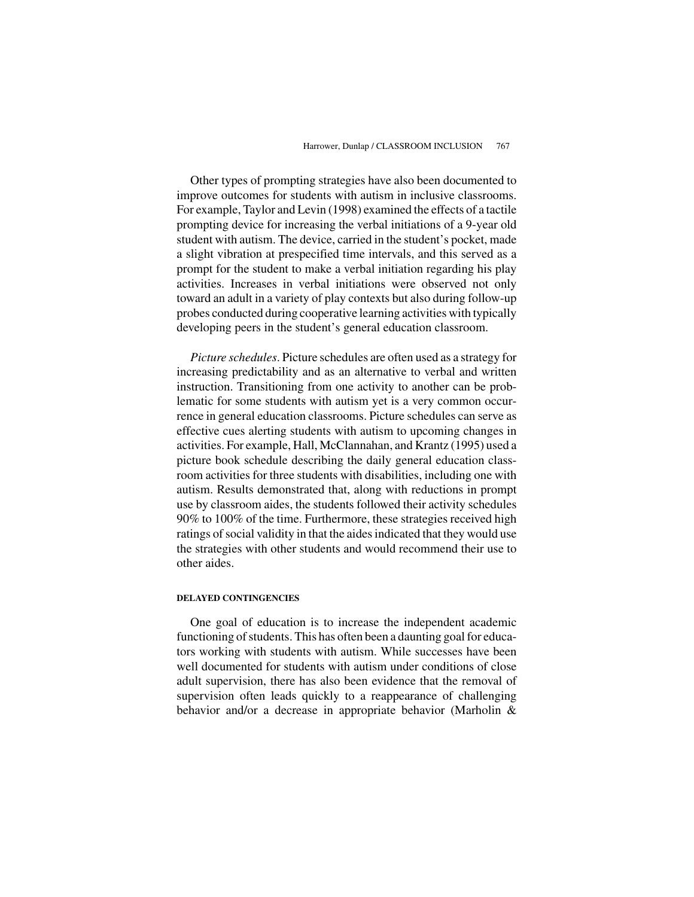Other types of prompting strategies have also been documented to improve outcomes for students with autism in inclusive classrooms. For example, Taylor and Levin (1998) examined the effects of a tactile prompting device for increasing the verbal initiations of a 9-year old student with autism. The device, carried in the student's pocket, made a slight vibration at prespecified time intervals, and this served as a prompt for the student to make a verbal initiation regarding his play activities. Increases in verbal initiations were observed not only toward an adult in a variety of play contexts but also during follow-up probes conducted during cooperative learning activities with typically developing peers in the student's general education classroom.

*Picture schedules*. Picture schedules are often used as a strategy for increasing predictability and as an alternative to verbal and written instruction. Transitioning from one activity to another can be problematic for some students with autism yet is a very common occurrence in general education classrooms. Picture schedules can serve as effective cues alerting students with autism to upcoming changes in activities. For example, Hall, McClannahan, and Krantz (1995) used a picture book schedule describing the daily general education classroom activities for three students with disabilities, including one with autism. Results demonstrated that, along with reductions in prompt use by classroom aides, the students followed their activity schedules 90% to 100% of the time. Furthermore, these strategies received high ratings of social validity in that the aides indicated that they would use the strategies with other students and would recommend their use to other aides.

#### DELAYED CONTINGENCIES

One goal of education is to increase the independent academic functioning of students. This has often been a daunting goal for educators working with students with autism. While successes have been well documented for students with autism under conditions of close adult supervision, there has also been evidence that the removal of supervision often leads quickly to a reappearance of challenging behavior and/or a decrease in appropriate behavior (Marholin &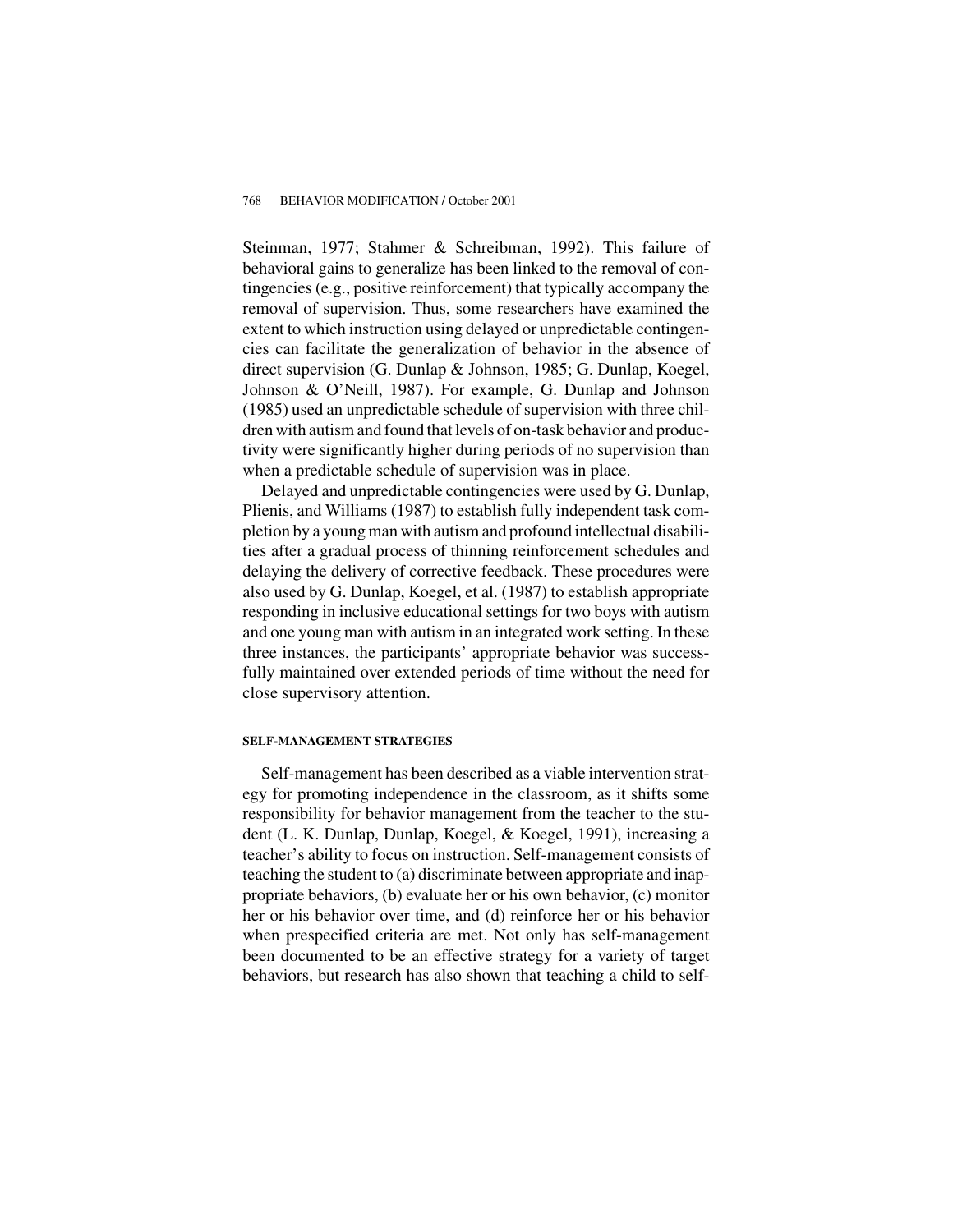Steinman, 1977; Stahmer & Schreibman, 1992). This failure of behavioral gains to generalize has been linked to the removal of contingencies (e.g., positive reinforcement) that typically accompany the removal of supervision. Thus, some researchers have examined the extent to which instruction using delayed or unpredictable contingencies can facilitate the generalization of behavior in the absence of direct supervision (G. Dunlap & Johnson, 1985; G. Dunlap, Koegel, Johnson & O'Neill, 1987). For example, G. Dunlap and Johnson (1985) used an unpredictable schedule of supervision with three children with autism and found that levels of on-task behavior and productivity were significantly higher during periods of no supervision than when a predictable schedule of supervision was in place.

Delayed and unpredictable contingencies were used by G. Dunlap, Plienis, and Williams (1987) to establish fully independent task completion by a young man with autism and profound intellectual disabilities after a gradual process of thinning reinforcement schedules and delaying the delivery of corrective feedback. These procedures were also used by G. Dunlap, Koegel, et al. (1987) to establish appropriate responding in inclusive educational settings for two boys with autism and one young man with autism in an integrated work setting. In these three instances, the participants' appropriate behavior was successfully maintained over extended periods of time without the need for close supervisory attention.

#### SELF-MANAGEMENT STRATEGIES

Self-management has been described as a viable intervention strategy for promoting independence in the classroom, as it shifts some responsibility for behavior management from the teacher to the student (L. K. Dunlap, Dunlap, Koegel, & Koegel, 1991), increasing a teacher's ability to focus on instruction. Self-management consists of teaching the student to (a) discriminate between appropriate and inappropriate behaviors, (b) evaluate her or his own behavior, (c) monitor her or his behavior over time, and (d) reinforce her or his behavior when prespecified criteria are met. Not only has self-management been documented to be an effective strategy for a variety of target behaviors, but research has also shown that teaching a child to self-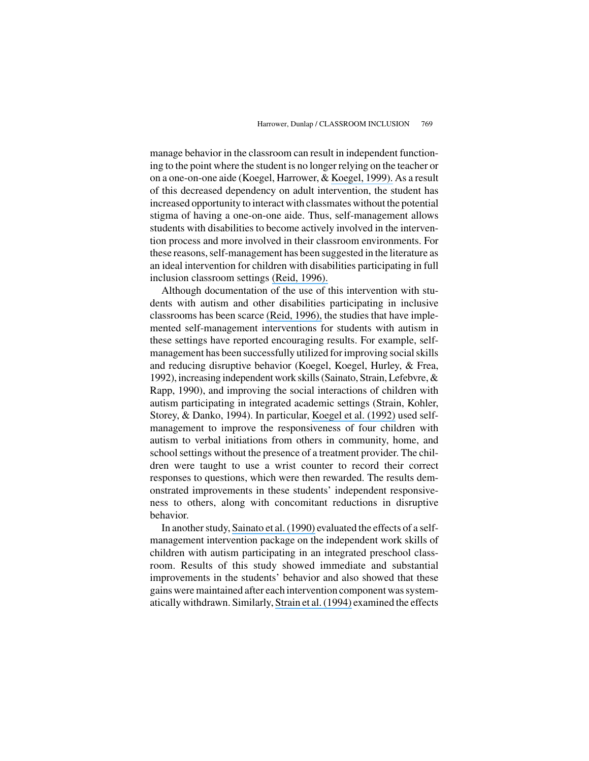manage behavior in the classroom can result in independent functioning to the point where the student is no longer relying on the teacher or on a one-on-one aide (Koegel, Harrower, & Koegel, 1999). As a result of this decreased dependency on adult intervention, the student has increased opportunity to interact with classmates without the potential stigma of having a one-on-one aide. Thus, self-management allows students with disabilities to become actively involved in the intervention process and more involved in their classroom environments. For these reasons, self-management has been suggested in the literature as an ideal intervention for children with disabilities participating in full inclusion classroom settings (Reid, 1996).

Although documentation of the use of this intervention with students with autism and other disabilities participating in inclusive classrooms has been scarce (Reid, 1996), the studies that have implemented self-management interventions for students with autism in these settings have reported encouraging results. For example, self-management has been successfully utilized for improving social skills and reducing disruptive behavior (Koegel, Koegel, Hurley, & Frea, 1992), increasing independent work skills (Sainato, Strain, Lefebvre, & Rapp, 1990), and improving the social interactions of children with autism participating in integrated academic settings (Strain, Kohler, Storey, & Danko, 1994). In particular, Koegel et al. (1992) used self-management to improve the responsiveness of four children with autism to verbal initiations from others in community, home, and school settings without the presence of a treatment provider. The children were taught to use a wrist counter to record their correct responses to questions, which were then rewarded. The results demonstrated improvements in these students' independent responsiveness to others, along with concomitant reductions in disruptive behavior.

In another study, Sainato et al. (1990) evaluated the effects of a self-management intervention package on the independent work skills of children with autism participating in an integrated preschool classroom. Results of this study showed immediate and substantial improvements in the students' behavior and also showed that these gains were maintained after each intervention component was systematically withdrawn. Similarly, Strain et al. (1994) examined the effects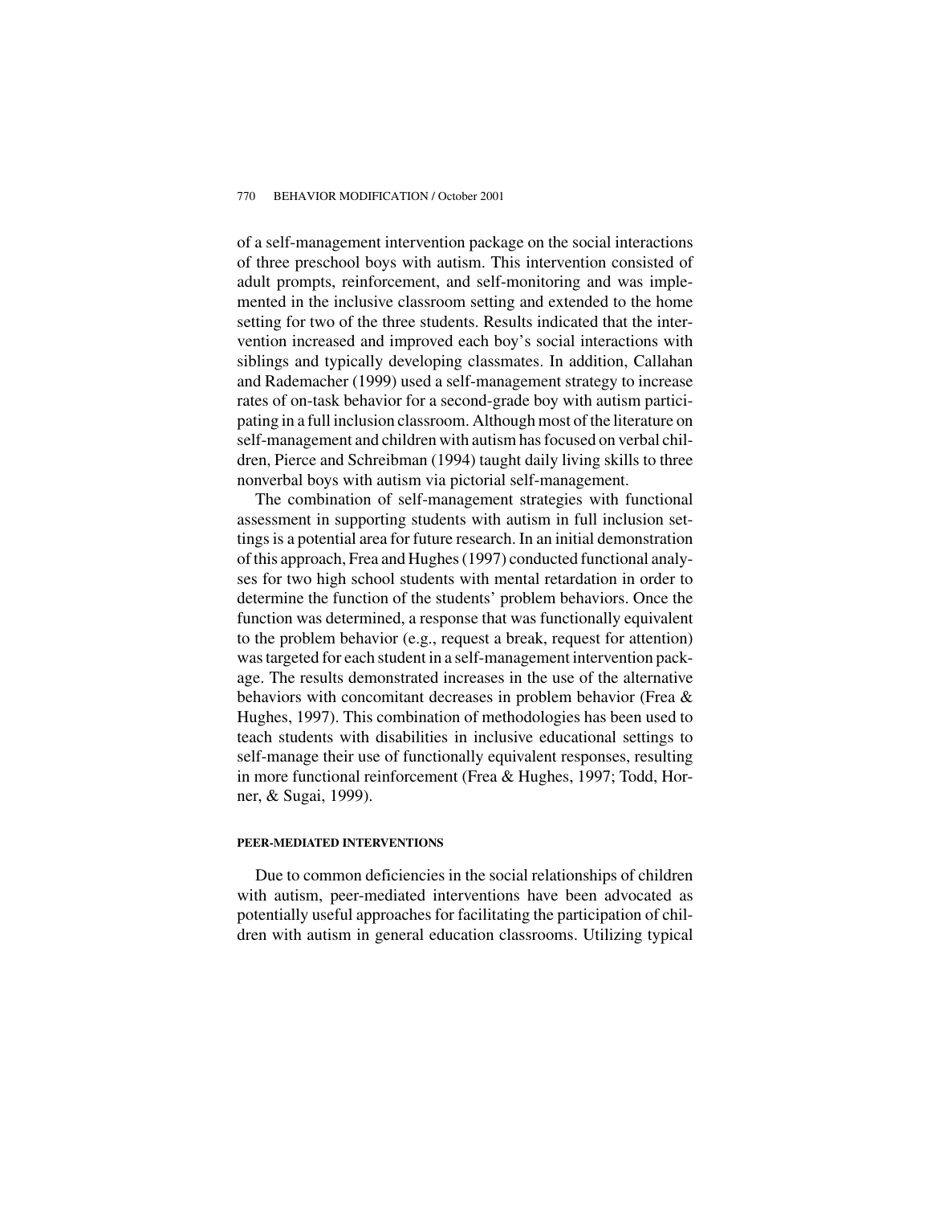of a self-management intervention package on the social interactions of three preschool boys with autism. This intervention consisted of adult prompts, reinforcement, and self-monitoring and was implemented in the inclusive classroom setting and extended to the home setting for two of the three students. Results indicated that the intervention increased and improved each boy's social interactions with siblings and typically developing classmates. In addition, Callahan and Rademacher (1999) used a self-management strategy to increase rates of on-task behavior for a second-grade boy with autism participating in a full inclusion classroom. Although most of the literature on self-management and children with autism has focused on verbal children, Pierce and Schreibman (1994) taught daily living skills to three nonverbal boys with autism via pictorial self-management.

The combination of self-management strategies with functional assessment in supporting students with autism in full inclusion settings is a potential area for future research. In an initial demonstration of this approach, Frea and Hughes (1997) conducted functional analyses for two high school students with mental retardation in order to determine the function of the students' problem behaviors. Once the function was determined, a response that was functionally equivalent to the problem behavior (e.g., request a break, request for attention) was targeted for each student in a self-management intervention package. The results demonstrated increases in the use of the alternative behaviors with concomitant decreases in problem behavior (Frea & Hughes, 1997). This combination of methodologies has been used to teach students with disabilities in inclusive educational settings to self-manage their use of functionally equivalent responses, resulting in more functional reinforcement (Frea & Hughes, 1997; Todd, Horner, & Sugai, 1999).

#### PEER-MEDIATED INTERVENTIONS

Due to common deficiencies in the social relationships of children with autism, peer-mediated interventions have been advocated as potentially useful approaches for facilitating the participation of children with autism in general education classrooms. Utilizing typical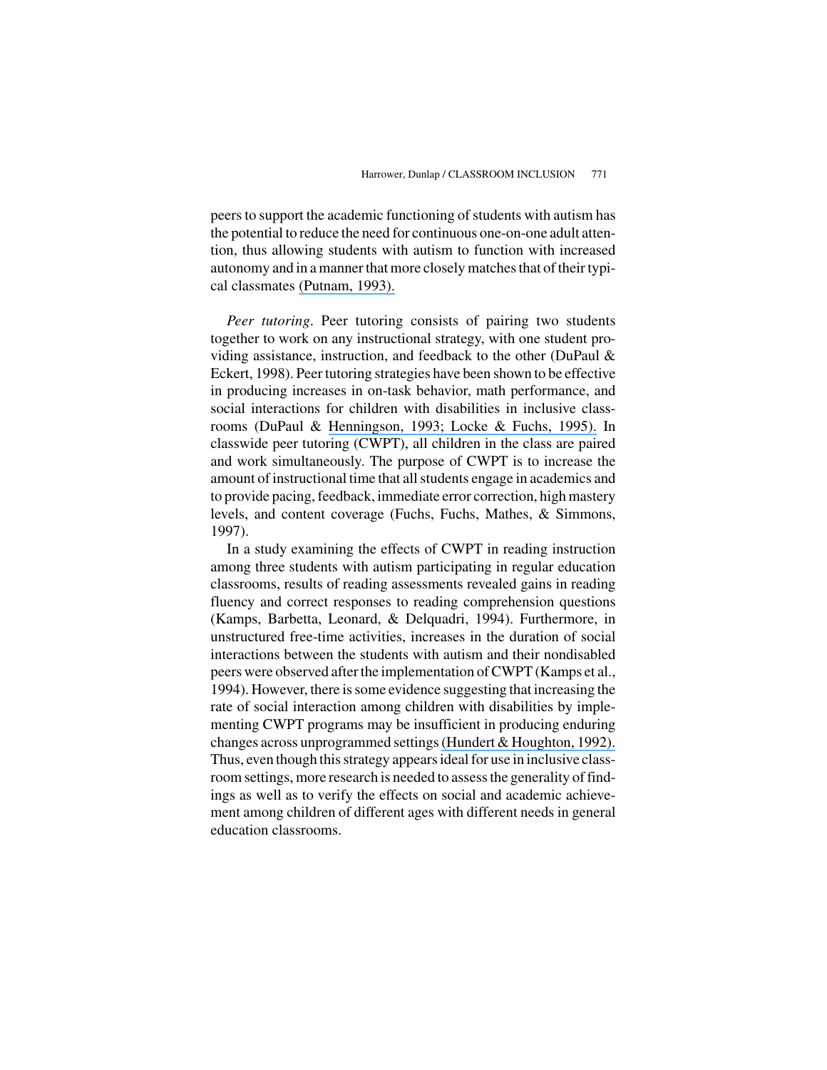peers to support the academic functioning of students with autism has the potential to reduce the need for continuous one-on-one adult attention, thus allowing students with autism to function with increased autonomy and in a manner that more closely matches that of their typical classmates (Putnam, 1993).

*Peer tutoring*. Peer tutoring consists of pairing two students together to work on any instructional strategy, with one student providing assistance, instruction, and feedback to the other (DuPaul & Eckert, 1998). Peer tutoring strategies have been shown to be effective in producing increases in on-task behavior, math performance, and social interactions for children with disabilities in inclusive classrooms (DuPaul & Henningson, 1993; Locke & Fuchs, 1995). In classwide peer tutoring (CWPT), all children in the class are paired and work simultaneously. The purpose of CWPT is to increase the amount of instructional time that all students engage in academics and to provide pacing, feedback, immediate error correction, high mastery levels, and content coverage (Fuchs, Fuchs, Mathes, & Simmons, 1997).

In a study examining the effects of CWPT in reading instruction among three students with autism participating in regular education classrooms, results of reading assessments revealed gains in reading fluency and correct responses to reading comprehension questions (Kamps, Barbetta, Leonard, & Delquadri, 1994). Furthermore, in unstructured free-time activities, increases in the duration of social interactions between the students with autism and their nondisabled peers were observed after the implementation of CWPT (Kamps et al., 1994). However, there is some evidence suggesting that increasing the rate of social interaction among children with disabilities by implementing CWPT programs may be insufficient in producing enduring changes across unprogrammed settings (Hundert & Houghton, 1992). Thus, even though this strategy appears ideal for use in inclusive classroom settings, more research is needed to assess the generality of findings as well as to verify the effects on social and academic achievement among children of different ages with different needs in general education classrooms.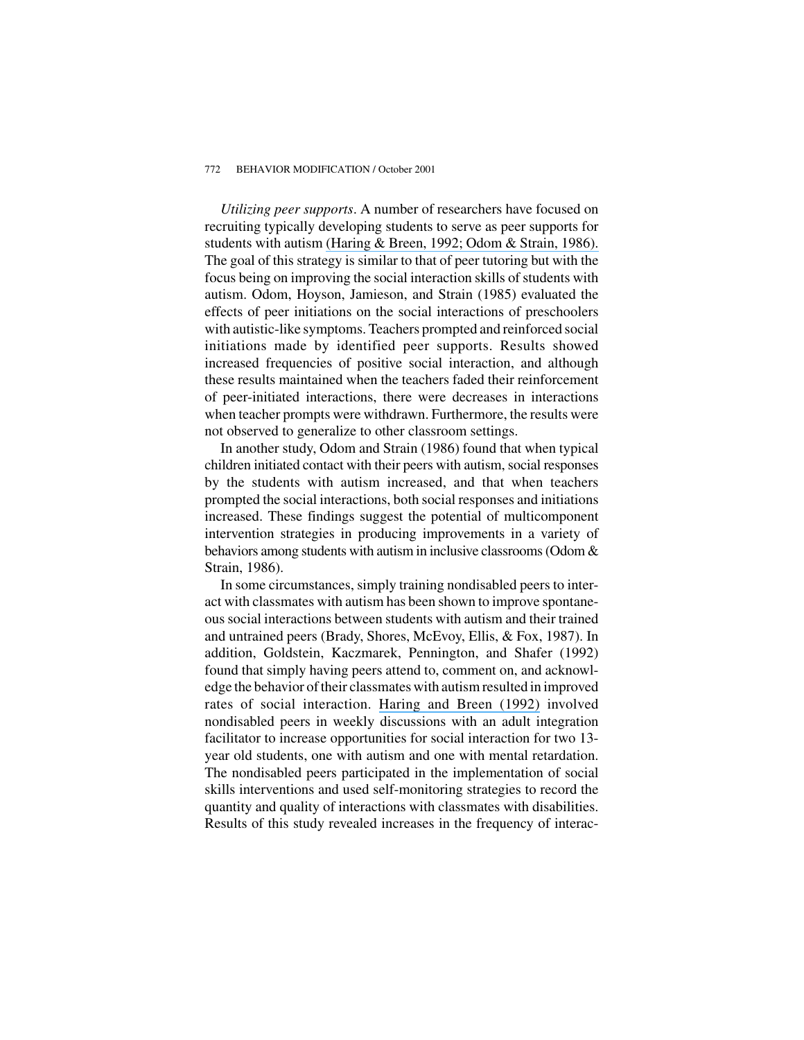*Utilizing peer supports*. A number of researchers have focused on recruiting typically developing students to serve as peer supports for students with autism (Haring & Breen, 1992; Odom & Strain, 1986). The goal of this strategy is similar to that of peer tutoring but with the focus being on improving the social interaction skills of students with autism. Odom, Hoyson, Jamieson, and Strain (1985) evaluated the effects of peer initiations on the social interactions of preschoolers with autistic-like symptoms. Teachers prompted and reinforced social initiations made by identified peer supports. Results showed increased frequencies of positive social interaction, and although these results maintained when the teachers faded their reinforcement of peer-initiated interactions, there were decreases in interactions when teacher prompts were withdrawn. Furthermore, the results were not observed to generalize to other classroom settings.

In another study, Odom and Strain (1986) found that when typical children initiated contact with their peers with autism, social responses by the students with autism increased, and that when teachers prompted the social interactions, both social responses and initiations increased. These findings suggest the potential of multicomponent intervention strategies in producing improvements in a variety of behaviors among students with autism in inclusive classrooms (Odom & Strain, 1986).

In some circumstances, simply training nondisabled peers to interact with classmates with autism has been shown to improve spontaneous social interactions between students with autism and their trained and untrained peers (Brady, Shores, McEvoy, Ellis, & Fox, 1987). In addition, Goldstein, Kaczmarek, Pennington, and Shafer (1992) found that simply having peers attend to, comment on, and acknowledge the behavior of their classmates with autism resulted in improved rates of social interaction. Haring and Breen (1992) involved nondisabled peers in weekly discussions with an adult integration facilitator to increase opportunities for social interaction for two 13-year old students, one with autism and one with mental retardation. The nondisabled peers participated in the implementation of social skills interventions and used self-monitoring strategies to record the quantity and quality of interactions with classmates with disabilities. Results of this study revealed increases in the frequency of interac-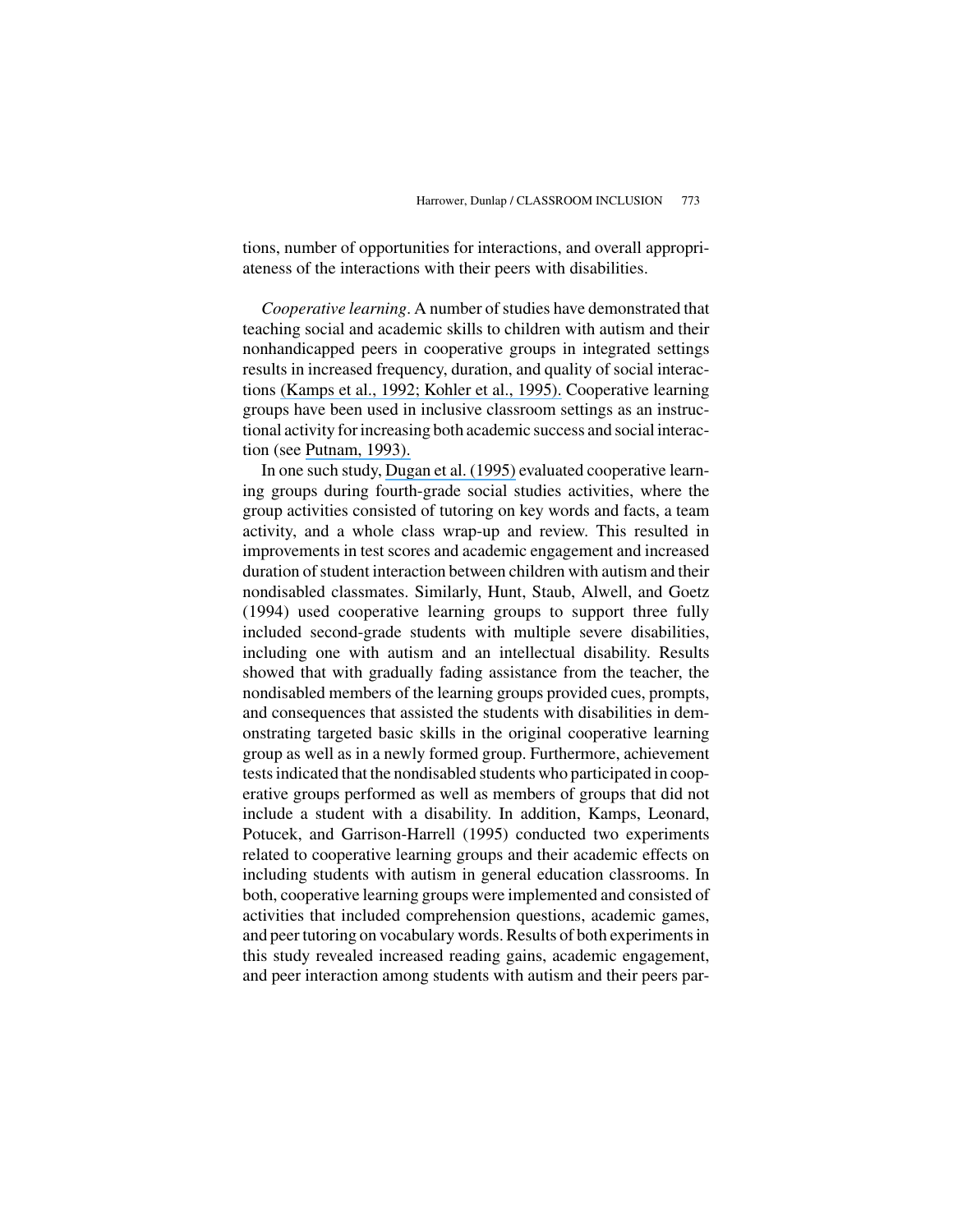tions, number of opportunities for interactions, and overall appropriateness of the interactions with their peers with disabilities.

*Cooperative learning*. A number of studies have demonstrated that teaching social and academic skills to children with autism and their nonhandicapped peers in cooperative groups in integrated settings results in increased frequency, duration, and quality of social interactions (Kamps et al., 1992; Kohler et al., 1995). Cooperative learning groups have been used in inclusive classroom settings as an instructional activity for increasing both academic success and social interaction (see Putnam, 1993).

In one such study, Dugan et al. (1995) evaluated cooperative learning groups during fourth-grade social studies activities, where the group activities consisted of tutoring on key words and facts, a team activity, and a whole class wrap-up and review. This resulted in improvements in test scores and academic engagement and increased duration of student interaction between children with autism and their nondisabled classmates. Similarly, Hunt, Staub, Alwell, and Goetz (1994) used cooperative learning groups to support three fully included second-grade students with multiple severe disabilities, including one with autism and an intellectual disability. Results showed that with gradually fading assistance from the teacher, the nondisabled members of the learning groups provided cues, prompts, and consequences that assisted the students with disabilities in demonstrating targeted basic skills in the original cooperative learning group as well as in a newly formed group. Furthermore, achievement tests indicated that the nondisabled students who participated in cooperative groups performed as well as members of groups that did not include a student with a disability. In addition, Kamps, Leonard, Potucek, and Garrison-Harrell (1995) conducted two experiments related to cooperative learning groups and their academic effects on including students with autism in general education classrooms. In both, cooperative learning groups were implemented and consisted of activities that included comprehension questions, academic games, and peer tutoring on vocabulary words. Results of both experiments in this study revealed increased reading gains, academic engagement, and peer interaction among students with autism and their peers par-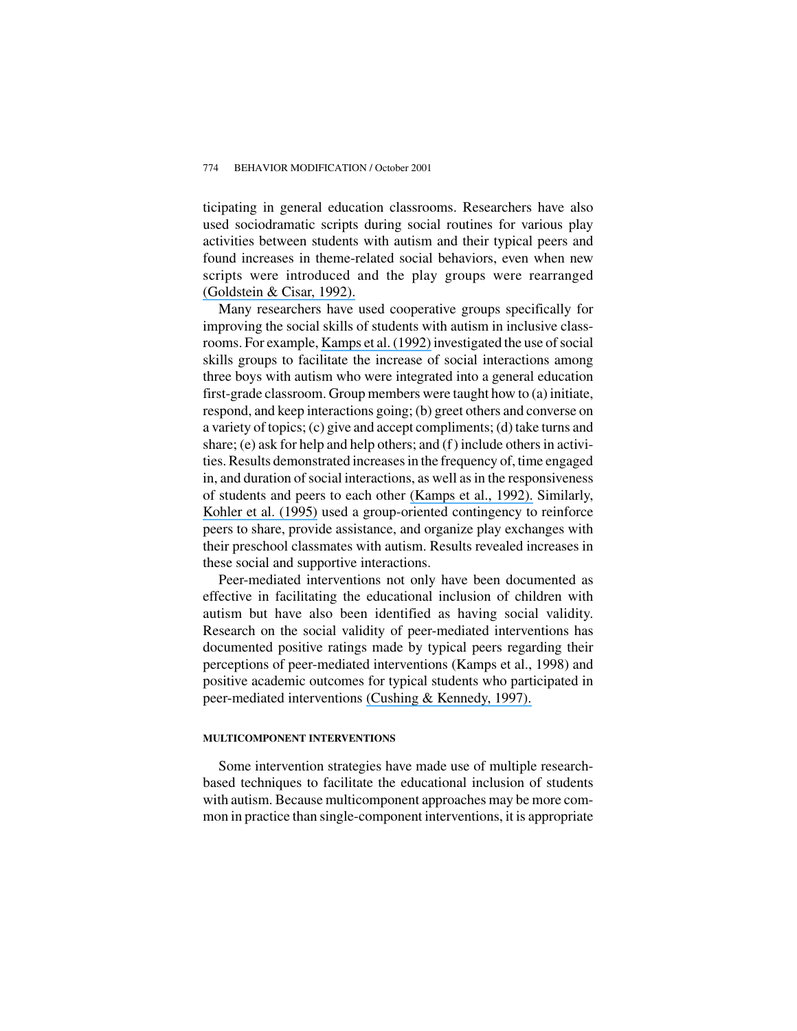ticipating in general education classrooms. Researchers have also used sociodramatic scripts during social routines for various play activities between students with autism and their typical peers and found increases in theme-related social behaviors, even when new scripts were introduced and the play groups were rearranged (Goldstein & Cisar, 1992).

Many researchers have used cooperative groups specifically for improving the social skills of students with autism in inclusive classrooms. For example, Kamps et al. (1992) investigated the use of social skills groups to facilitate the increase of social interactions among three boys with autism who were integrated into a general education first-grade classroom. Group members were taught how to (a) initiate, respond, and keep interactions going; (b) greet others and converse on a variety of topics; (c) give and accept compliments; (d) take turns and share; (e) ask for help and help others; and (f) include others in activities. Results demonstrated increases in the frequency of, time engaged in, and duration of social interactions, as well as in the responsiveness of students and peers to each other (Kamps et al., 1992). Similarly, Kohler et al. (1995) used a group-oriented contingency to reinforce peers to share, provide assistance, and organize play exchanges with their preschool classmates with autism. Results revealed increases in these social and supportive interactions.

Peer-mediated interventions not only have been documented as effective in facilitating the educational inclusion of children with autism but have also been identified as having social validity. Research on the social validity of peer-mediated interventions has documented positive ratings made by typical peers regarding their perceptions of peer-mediated interventions (Kamps et al., 1998) and positive academic outcomes for typical students who participated in peer-mediated interventions (Cushing & Kennedy, 1997).

#### MULTICOMPONENT INTERVENTIONS

Some intervention strategies have made use of multiple research-based techniques to facilitate the educational inclusion of students with autism. Because multicomponent approaches may be more common in practice than single-component interventions, it is appropriate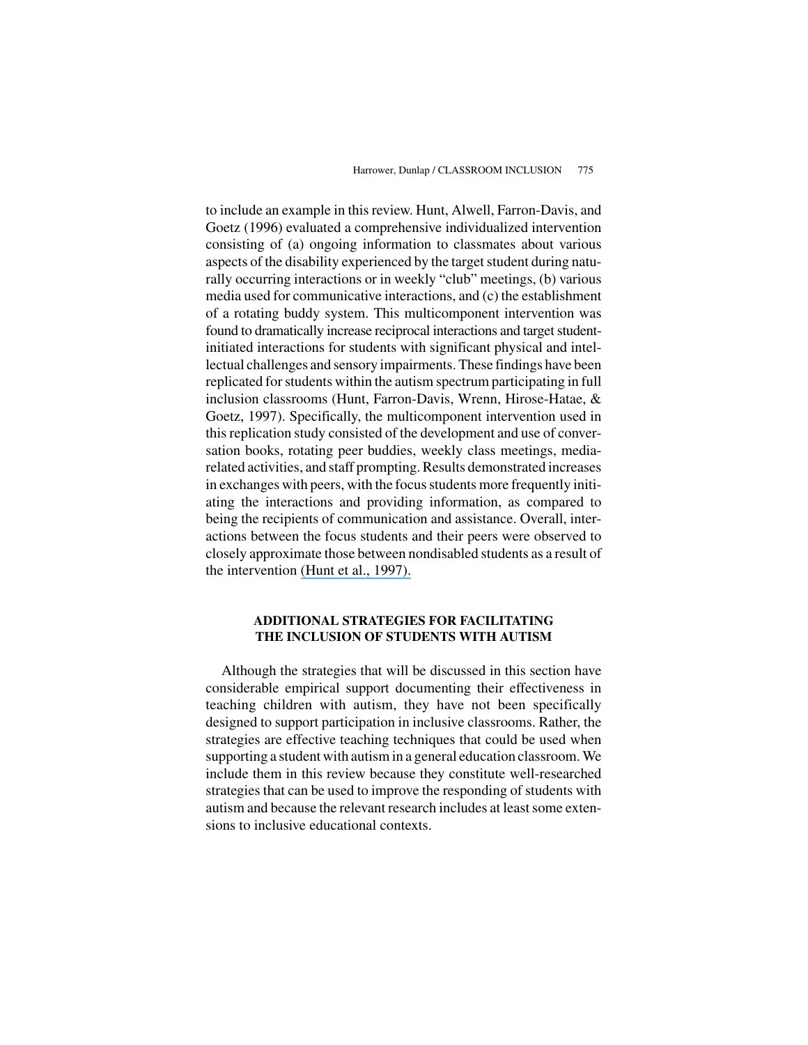to include an example in this review. Hunt, Alwell, Farron-Davis, and Goetz (1996) evaluated a comprehensive individualized intervention consisting of (a) ongoing information to classmates about various aspects of the disability experienced by the target student during naturally occurring interactions or in weekly "club" meetings, (b) various media used for communicative interactions, and (c) the establishment of a rotating buddy system. This multicomponent intervention was found to dramatically increase reciprocal interactions and target student-initiated interactions for students with significant physical and intellectual challenges and sensory impairments. These findings have been replicated for students within the autism spectrum participating in full inclusion classrooms (Hunt, Farron-Davis, Wrenn, Hirose-Hatae, & Goetz, 1997). Specifically, the multicomponent intervention used in this replication study consisted of the development and use of conversation books, rotating peer buddies, weekly class meetings, media-related activities, and staff prompting. Results demonstrated increases in exchanges with peers, with the focus students more frequently initiating the interactions and providing information, as compared to being the recipients of communication and assistance. Overall, interactions between the focus students and their peers were observed to closely approximate those between nondisabled students as a result of the intervention (Hunt et al., 1997).

## ADDITIONAL STRATEGIES FOR FACILITATING THE INCLUSION OF STUDENTS WITH AUTISM

Although the strategies that will be discussed in this section have considerable empirical support documenting their effectiveness in teaching children with autism, they have not been specifically designed to support participation in inclusive classrooms. Rather, the strategies are effective teaching techniques that could be used when supporting a student with autism in a general education classroom. We include them in this review because they constitute well-researched strategies that can be used to improve the responding of students with autism and because the relevant research includes at least some extensions to inclusive educational contexts.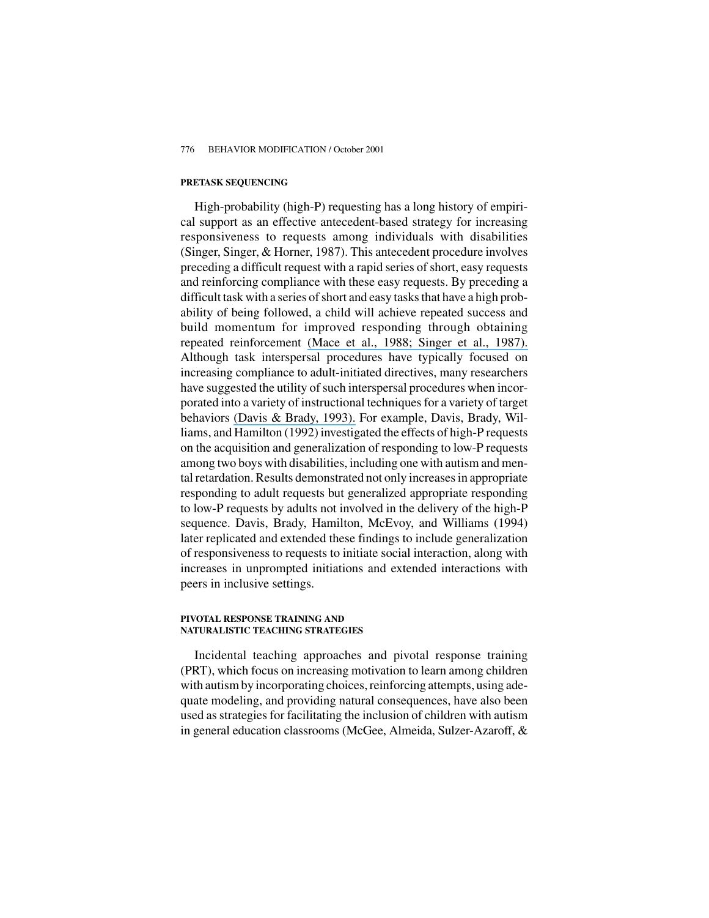### PRETASK SEQUENCING

High-probability (high-P) requesting has a long history of empirical support as an effective antecedent-based strategy for increasing responsiveness to requests among individuals with disabilities (Singer, Singer, & Horner, 1987). This antecedent procedure involves preceding a difficult request with a rapid series of short, easy requests and reinforcing compliance with these easy requests. By preceding a difficult task with a series of short and easy tasks that have a high probability of being followed, a child will achieve repeated success and build momentum for improved responding through obtaining repeated reinforcement (Mace et al., 1988; Singer et al., 1987). Although task interspersal procedures have typically focused on increasing compliance to adult-initiated directives, many researchers have suggested the utility of such interspersal procedures when incorporated into a variety of instructional techniques for a variety of target behaviors (Davis & Brady, 1993). For example, Davis, Brady, Williams, and Hamilton (1992) investigated the effects of high-P requests on the acquisition and generalization of responding to low-P requests among two boys with disabilities, including one with autism and mental retardation. Results demonstrated not only increases in appropriate responding to adult requests but generalized appropriate responding to low-P requests by adults not involved in the delivery of the high-P sequence. Davis, Brady, Hamilton, McEvoy, and Williams (1994) later replicated and extended these findings to include generalization of responsiveness to requests to initiate social interaction, along with increases in unprompted initiations and extended interactions with peers in inclusive settings.

### PIVOTAL RESPONSE TRAINING AND NATURALISTIC TEACHING STRATEGIES

Incidental teaching approaches and pivotal response training (PRT), which focus on increasing motivation to learn among children with autism by incorporating choices, reinforcing attempts, using adequate modeling, and providing natural consequences, have also been used as strategies for facilitating the inclusion of children with autism in general education classrooms (McGee, Almeida, Sulzer-Azaroff, &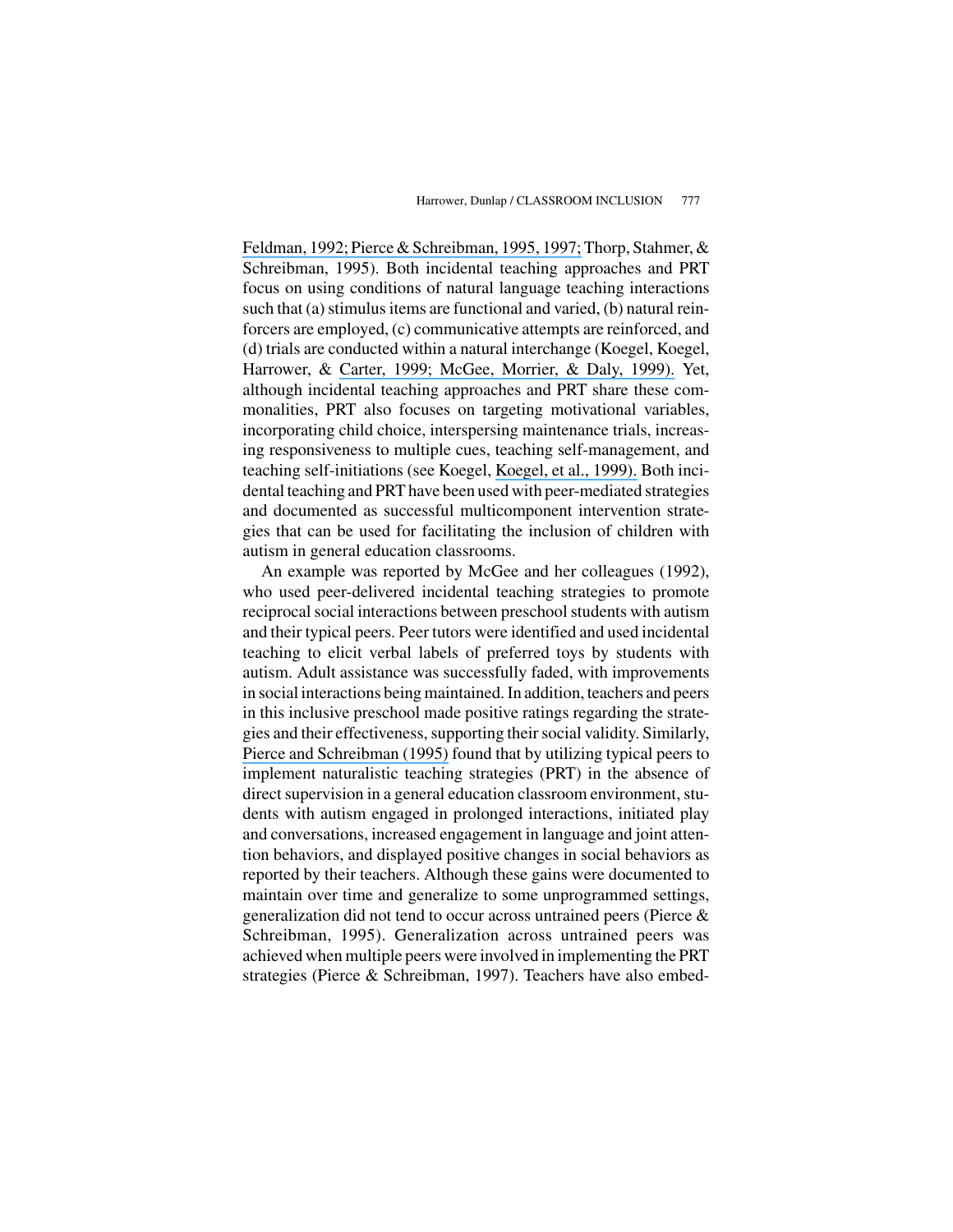Feldman, 1992; Pierce & Schreibman, 1995, 1997; Thorp, Stahmer, & Schreibman, 1995). Both incidental teaching approaches and PRT focus on using conditions of natural language teaching interactions such that (a) stimulus items are functional and varied, (b) natural reinforcers are employed, (c) communicative attempts are reinforced, and (d) trials are conducted within a natural interchange (Koegel, Koegel, Harrower, & Carter, 1999; McGee, Morrier, & Daly, 1999). Yet, although incidental teaching approaches and PRT share these commonalities, PRT also focuses on targeting motivational variables, incorporating child choice, interspersing maintenance trials, increasing responsiveness to multiple cues, teaching self-management, and teaching self-initiations (see Koegel, Koegel, et al., 1999). Both incidental teaching and PRT have been used with peer-mediated strategies and documented as successful multicomponent intervention strategies that can be used for facilitating the inclusion of children with autism in general education classrooms.

An example was reported by McGee and her colleagues (1992), who used peer-delivered incidental teaching strategies to promote reciprocal social interactions between preschool students with autism and their typical peers. Peer tutors were identified and used incidental teaching to elicit verbal labels of preferred toys by students with autism. Adult assistance was successfully faded, with improvements in social interactions being maintained. In addition, teachers and peers in this inclusive preschool made positive ratings regarding the strategies and their effectiveness, supporting their social validity. Similarly, Pierce and Schreibman (1995) found that by utilizing typical peers to implement naturalistic teaching strategies (PRT) in the absence of direct supervision in a general education classroom environment, students with autism engaged in prolonged interactions, initiated play and conversations, increased engagement in language and joint attention behaviors, and displayed positive changes in social behaviors as reported by their teachers. Although these gains were documented to maintain over time and generalize to some unprogrammed settings, generalization did not tend to occur across untrained peers (Pierce & Schreibman, 1995). Generalization across untrained peers was achieved when multiple peers were involved in implementing the PRT strategies (Pierce & Schreibman, 1997). Teachers have also embed-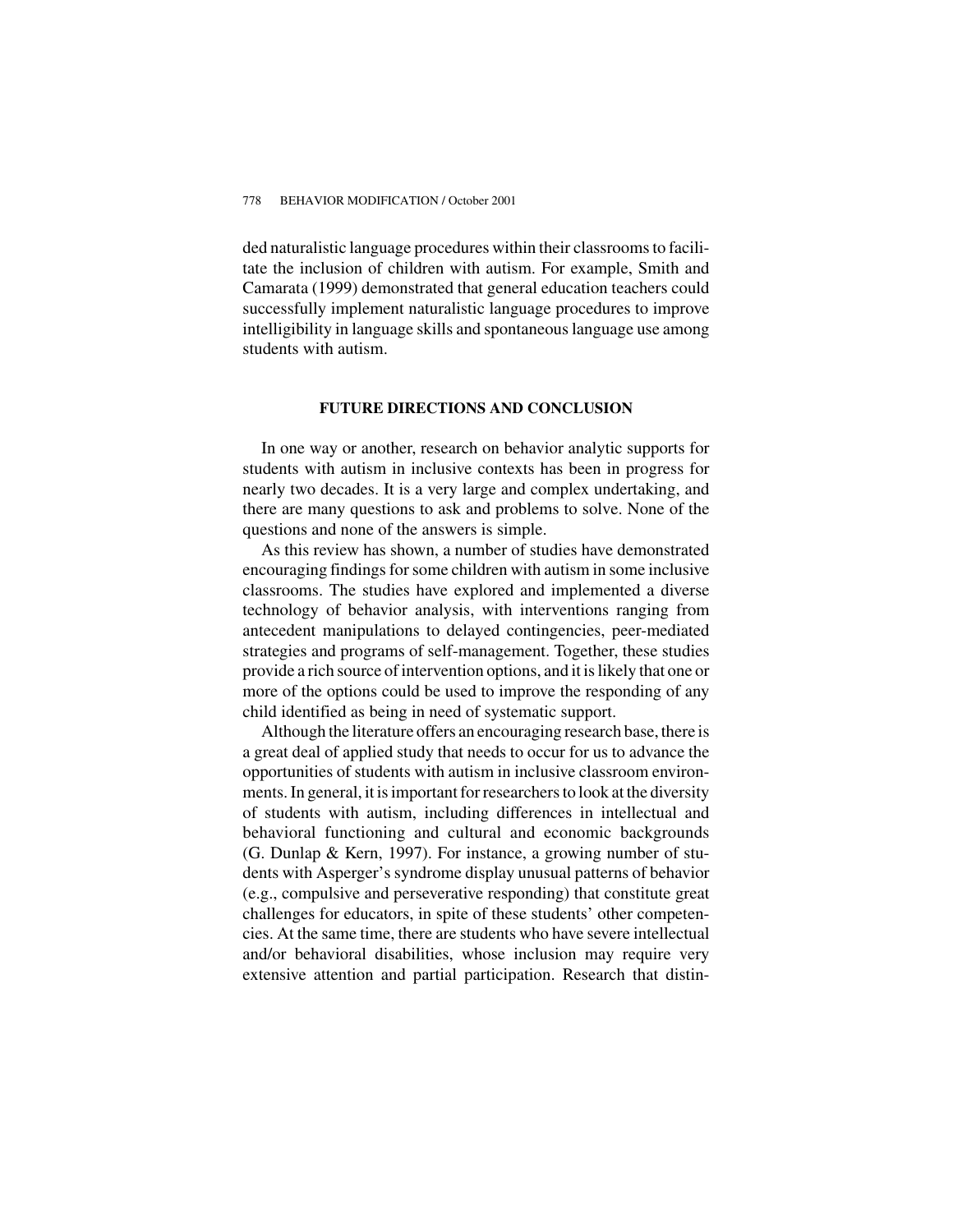ded naturalistic language procedures within their classrooms to facilitate the inclusion of children with autism. For example, Smith and Camarata (1999) demonstrated that general education teachers could successfully implement naturalistic language procedures to improve intelligibility in language skills and spontaneous language use among students with autism.

## FUTURE DIRECTIONS AND CONCLUSION

In one way or another, research on behavior analytic supports for students with autism in inclusive contexts has been in progress for nearly two decades. It is a very large and complex undertaking, and there are many questions to ask and problems to solve. None of the questions and none of the answers is simple.

As this review has shown, a number of studies have demonstrated encouraging findings for some children with autism in some inclusive classrooms. The studies have explored and implemented a diverse technology of behavior analysis, with interventions ranging from antecedent manipulations to delayed contingencies, peer-mediated strategies and programs of self-management. Together, these studies provide a rich source of intervention options, and it is likely that one or more of the options could be used to improve the responding of any child identified as being in need of systematic support.

Although the literature offers an encouraging research base, there is a great deal of applied study that needs to occur for us to advance the opportunities of students with autism in inclusive classroom environments. In general, it is important for researchers to look at the diversity of students with autism, including differences in intellectual and behavioral functioning and cultural and economic backgrounds (G. Dunlap & Kern, 1997). For instance, a growing number of students with Asperger's syndrome display unusual patterns of behavior (e.g., compulsive and perseverative responding) that constitute great challenges for educators, in spite of these students' other competencies. At the same time, there are students who have severe intellectual and/or behavioral disabilities, whose inclusion may require very extensive attention and partial participation. Research that distin-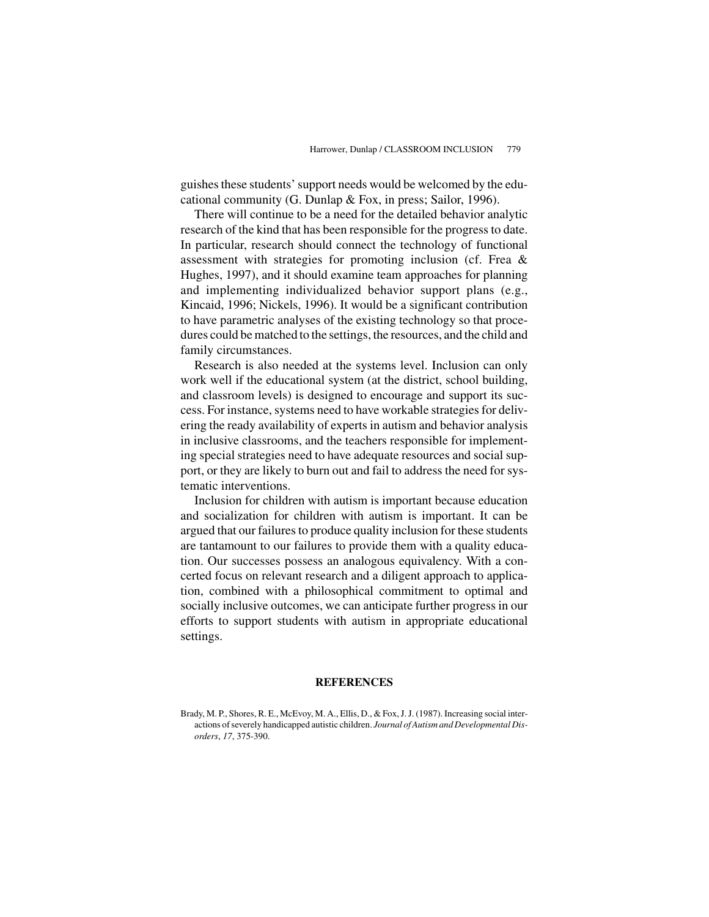guishes these students' support needs would be welcomed by the educational community (G. Dunlap & Fox, in press; Sailor, 1996).

There will continue to be a need for the detailed behavior analytic research of the kind that has been responsible for the progress to date. In particular, research should connect the technology of functional assessment with strategies for promoting inclusion (cf. Frea & Hughes, 1997), and it should examine team approaches for planning and implementing individualized behavior support plans (e.g., Kincaid, 1996; Nickels, 1996). It would be a significant contribution to have parametric analyses of the existing technology so that procedures could be matched to the settings, the resources, and the child and family circumstances.

Research is also needed at the systems level. Inclusion can only work well if the educational system (at the district, school building, and classroom levels) is designed to encourage and support its success. For instance, systems need to have workable strategies for delivering the ready availability of experts in autism and behavior analysis in inclusive classrooms, and the teachers responsible for implementing special strategies need to have adequate resources and social support, or they are likely to burn out and fail to address the need for systematic interventions.

Inclusion for children with autism is important because education and socialization for children with autism is important. It can be argued that our failures to produce quality inclusion for these students are tantamount to our failures to provide them with a quality education. Our successes possess an analogous equivalency. With a concerted focus on relevant research and a diligent approach to application, combined with a philosophical commitment to optimal and socially inclusive outcomes, we can anticipate further progress in our efforts to support students with autism in appropriate educational settings.

## REFERENCES

Brady, M. P., Shores, R. E., McEvoy, M. A., Ellis, D., & Fox, J. J. (1987). Increasing social interactions of severely handicapped autistic children. *Journal of Autism and Developmental Disorders*, *17*, 375-390.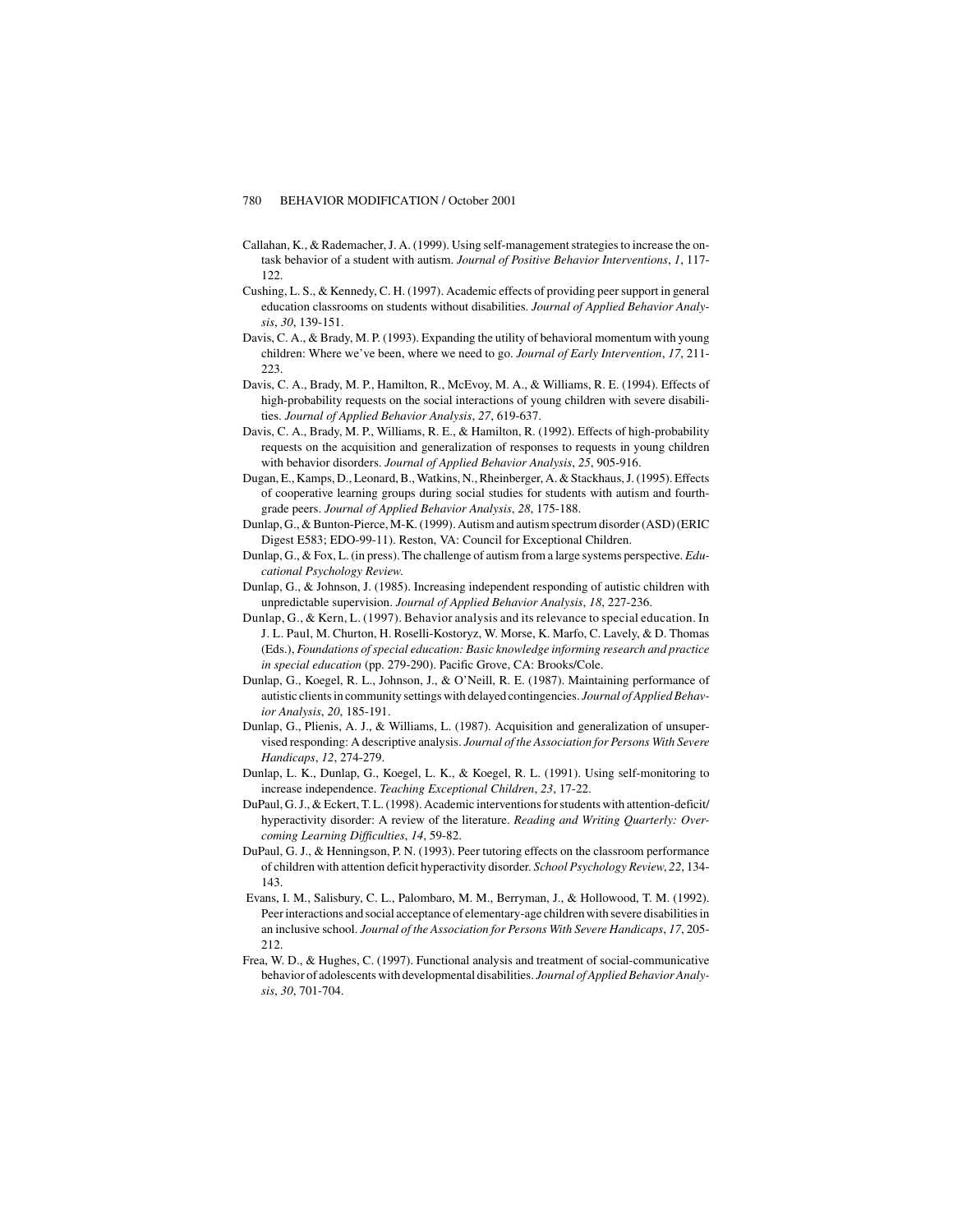Callahan, K., & Rademacher, J. A. (1999). Using self-management strategies to increase the on-task behavior of a student with autism. *Journal of Positive Behavior Interventions*, *1*, 117-122.

Cushing, L. S., & Kennedy, C. H. (1997). Academic effects of providing peer support in general education classrooms on students without disabilities. *Journal of Applied Behavior Analysis*, *30*, 139-151.

Davis, C. A., & Brady, M. P. (1993). Expanding the utility of behavioral momentum with young children: Where we've been, where we need to go. *Journal of Early Intervention*, *17*, 211-223.

Davis, C. A., Brady, M. P., Hamilton, R., McEvoy, M. A., & Williams, R. E. (1994). Effects of high-probability requests on the social interactions of young children with severe disabilities. *Journal of Applied Behavior Analysis*, *27*, 619-637.

Davis, C. A., Brady, M. P., Williams, R. E., & Hamilton, R. (1992). Effects of high-probability requests on the acquisition and generalization of responses to requests in young children with behavior disorders. *Journal of Applied Behavior Analysis*, *25*, 905-916.

Dugan, E., Kamps, D., Leonard, B., Watkins, N., Rheinberger, A. & Stackhaus, J. (1995). Effects of cooperative learning groups during social studies for students with autism and fourth-grade peers. *Journal of Applied Behavior Analysis*, *28*, 175-188.

Dunlap, G., & Bunton-Pierce, M-K. (1999). Autism and autism spectrum disorder (ASD) (ERIC Digest E583; EDO-99-11). Reston, VA: Council for Exceptional Children.

Dunlap, G., & Fox, L. (in press). The challenge of autism from a large systems perspective. *Educational Psychology Review.*

Dunlap, G., & Johnson, J. (1985). Increasing independent responding of autistic children with unpredictable supervision. *Journal of Applied Behavior Analysis*, *18*, 227-236.

Dunlap, G., & Kern, L. (1997). Behavior analysis and its relevance to special education. In J. L. Paul, M. Churton, H. Roselli-Kostoryz, W. Morse, K. Marfo, C. Lavely, & D. Thomas (Eds.), *Foundations of special education: Basic knowledge informing research and practice in special education* (pp. 279-290). Pacific Grove, CA: Brooks/Cole.

Dunlap, G., Koegel, R. L., Johnson, J., & O'Neill, R. E. (1987). Maintaining performance of autistic clients in community settings with delayed contingencies. *Journal of Applied Behavior Analysis*, *20*, 185-191.

Dunlap, G., Plienis, A. J., & Williams, L. (1987). Acquisition and generalization of unsupervised responding: A descriptive analysis. *Journal of the Association for Persons With Severe Handicaps*, *12*, 274-279.

Dunlap, L. K., Dunlap, G., Koegel, L. K., & Koegel, R. L. (1991). Using self-monitoring to increase independence. *Teaching Exceptional Children*, *23*, 17-22.

DuPaul, G. J., & Eckert, T. L. (1998). Academic interventions for students with attention-deficit/hyperactivity disorder: A review of the literature. *Reading and Writing Quarterly: Overcoming Learning Difficulties*, *14*, 59-82.

DuPaul, G. J., & Henningson, P. N. (1993). Peer tutoring effects on the classroom performance of children with attention deficit hyperactivity disorder. *School Psychology Review*, *22*, 134-143.

Evans, I. M., Salisbury, C. L., Palombaro, M. M., Berryman, J., & Hollowood, T. M. (1992). Peer interactions and social acceptance of elementary-age children with severe disabilities in an inclusive school. *Journal of the Association for Persons With Severe Handicaps*, *17*, 205-212.

Frea, W. D., & Hughes, C. (1997). Functional analysis and treatment of social-communicative behavior of adolescents with developmental disabilities. *Journal of Applied Behavior Analysis*, *30*, 701-704.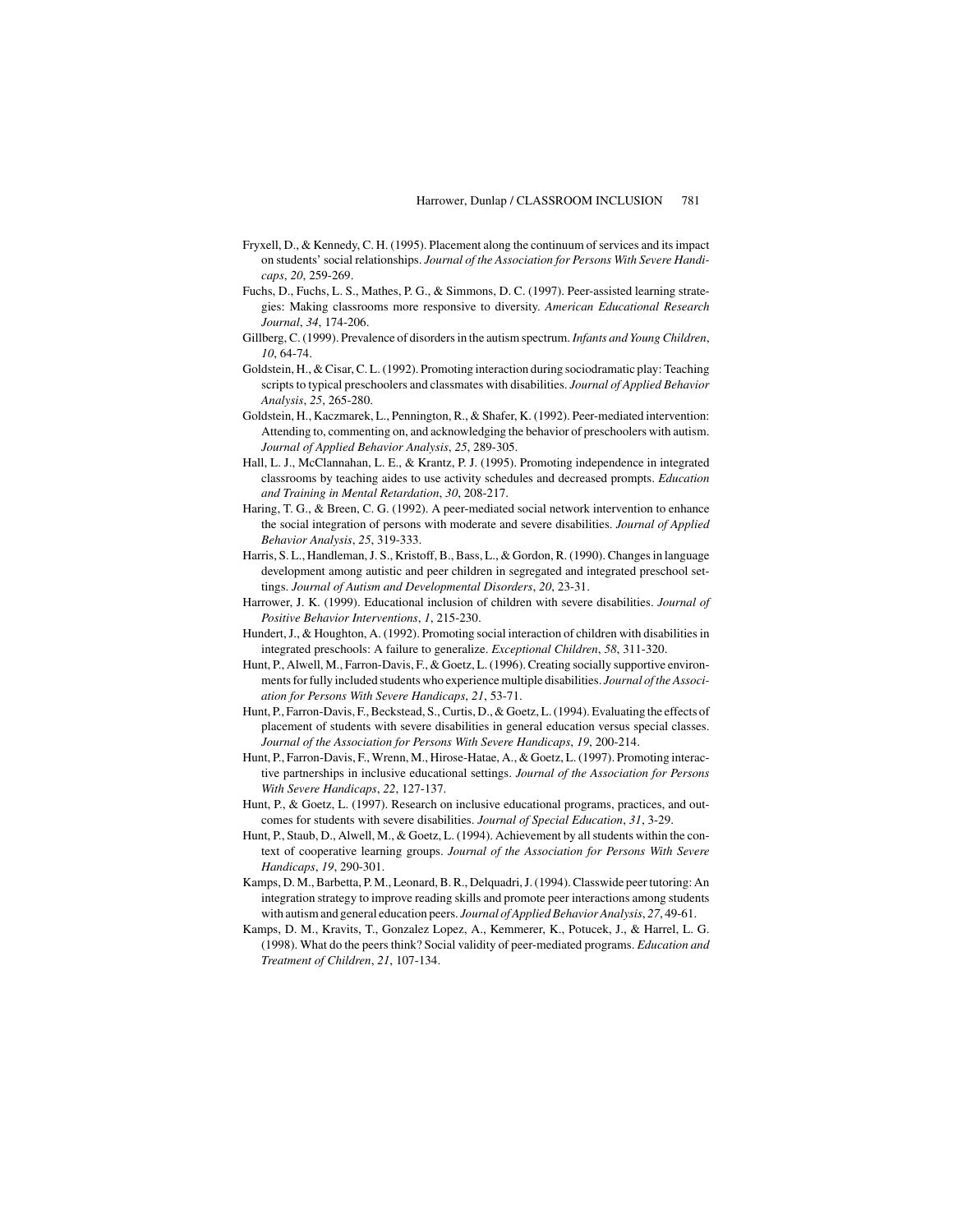Fryxell, D., & Kennedy, C. H. (1995). Placement along the continuum of services and its impact on students' social relationships. *Journal of the Association for Persons With Severe Handicaps*, *20*, 259-269.

Fuchs, D., Fuchs, L. S., Mathes, P. G., & Simmons, D. C. (1997). Peer-assisted learning strategies: Making classrooms more responsive to diversity. *American Educational Research Journal*, *34*, 174-206.

Gillberg, C. (1999). Prevalence of disorders in the autism spectrum. *Infants and Young Children*, *10*, 64-74.

Goldstein, H., & Cisar, C. L. (1992). Promoting interaction during sociodramatic play: Teaching scripts to typical preschoolers and classmates with disabilities. *Journal of Applied Behavior Analysis*, *25*, 265-280.

Goldstein, H., Kaczmarek, L., Pennington, R., & Shafer, K. (1992). Peer-mediated intervention: Attending to, commenting on, and acknowledging the behavior of preschoolers with autism. *Journal of Applied Behavior Analysis*, *25*, 289-305.

Hall, L. J., McClannahan, L. E., & Krantz, P. J. (1995). Promoting independence in integrated classrooms by teaching aides to use activity schedules and decreased prompts. *Education and Training in Mental Retardation*, *30*, 208-217.

Haring, T. G., & Breen, C. G. (1992). A peer-mediated social network intervention to enhance the social integration of persons with moderate and severe disabilities. *Journal of Applied Behavior Analysis*, *25*, 319-333.

Harris, S. L., Handleman, J. S., Kristoff, B., Bass, L., & Gordon, R. (1990). Changes in language development among autistic and peer children in segregated and integrated preschool settings. *Journal of Autism and Developmental Disorders*, *20*, 23-31.

Harrower, J. K. (1999). Educational inclusion of children with severe disabilities. *Journal of Positive Behavior Interventions*, *1*, 215-230.

Hundert, J., & Houghton, A. (1992). Promoting social interaction of children with disabilities in integrated preschools: A failure to generalize. *Exceptional Children*, *58*, 311-320.

Hunt, P., Alwell, M., Farron-Davis, F., & Goetz, L. (1996). Creating socially supportive environments for fully included students who experience multiple disabilities. *Journal of the Association for Persons With Severe Handicaps*, *21*, 53-71.

Hunt, P., Farron-Davis, F., Beckstead, S., Curtis, D., & Goetz, L. (1994). Evaluating the effects of placement of students with severe disabilities in general education versus special classes. *Journal of the Association for Persons With Severe Handicaps*, *19*, 200-214.

Hunt, P., Farron-Davis, F., Wrenn, M., Hirose-Hatae, A., & Goetz, L. (1997). Promoting interactive partnerships in inclusive educational settings. *Journal of the Association for Persons With Severe Handicaps*, *22*, 127-137.

Hunt, P., & Goetz, L. (1997). Research on inclusive educational programs, practices, and outcomes for students with severe disabilities. *Journal of Special Education*, *31*, 3-29.

Hunt, P., Staub, D., Alwell, M., & Goetz, L. (1994). Achievement by all students within the context of cooperative learning groups. *Journal of the Association for Persons With Severe Handicaps*, *19*, 290-301.

Kamps, D. M., Barbetta, P. M., Leonard, B. R., Delquadri, J. (1994). Classwide peer tutoring: An integration strategy to improve reading skills and promote peer interactions among students with autism and general education peers. *Journal of Applied Behavior Analysis*, *27*, 49-61.

Kamps, D. M., Kravits, T., Gonzalez Lopez, A., Kemmerer, K., Potucek, J., & Harrel, L. G. (1998). What do the peers think? Social validity of peer-mediated programs. *Education and Treatment of Children*, *21*, 107-134.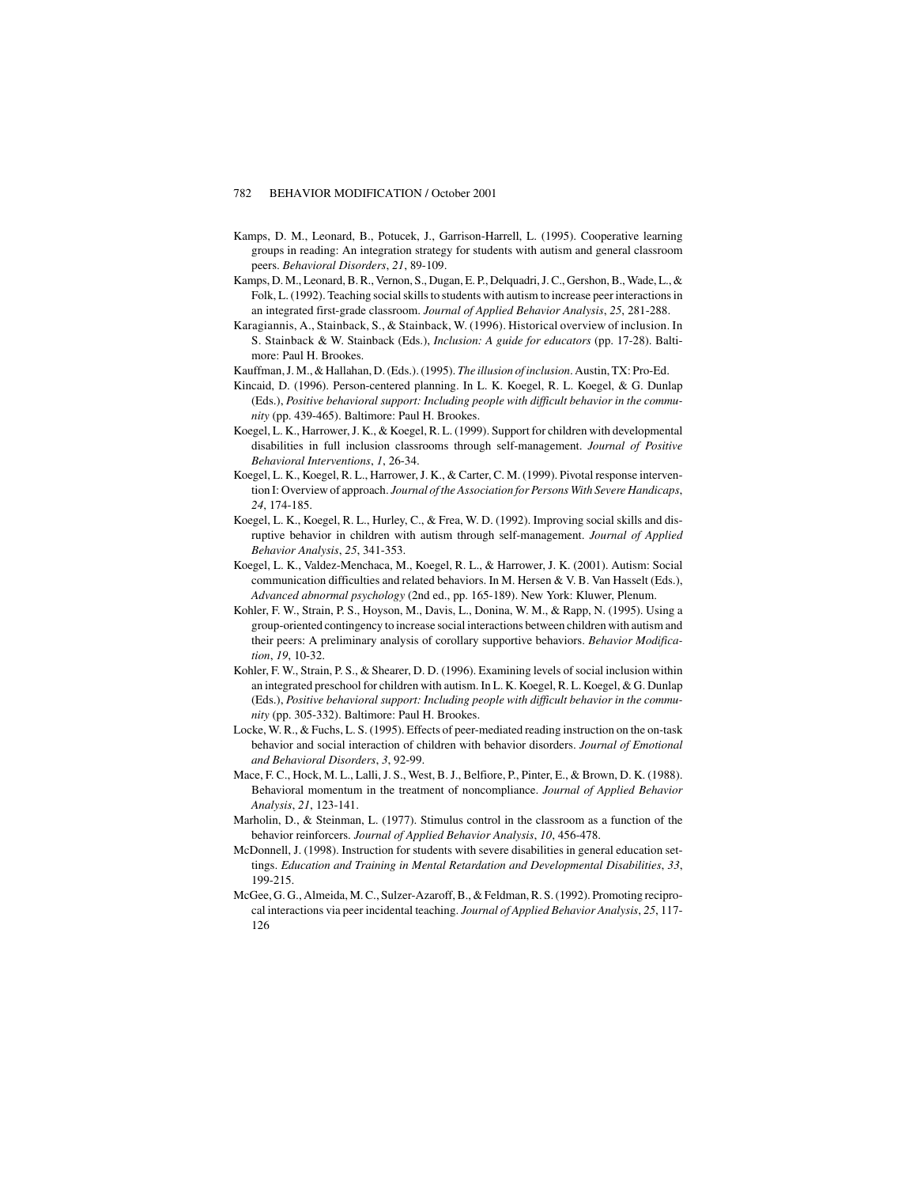Kamps, D. M., Leonard, B., Potucek, J., Garrison-Harrell, L. (1995). Cooperative learning groups in reading: An integration strategy for students with autism and general classroom peers. *Behavioral Disorders*, *21*, 89-109.

Kamps, D. M., Leonard, B. R., Vernon, S., Dugan, E. P., Delquadri, J. C., Gershon, B., Wade, L., & Folk, L. (1992). Teaching social skills to students with autism to increase peer interactions in an integrated first-grade classroom. *Journal of Applied Behavior Analysis*, *25*, 281-288.

Karagiannis, A., Stainback, S., & Stainback, W. (1996). Historical overview of inclusion. In S. Stainback & W. Stainback (Eds.), *Inclusion: A guide for educators* (pp. 17-28). Baltimore: Paul H. Brookes.

Kauffman, J. M., & Hallahan, D. (Eds.). (1995). *The illusion of inclusion*. Austin, TX: Pro-Ed.

Kincaid, D. (1996). Person-centered planning. In L. K. Koegel, R. L. Koegel, & G. Dunlap (Eds.), *Positive behavioral support: Including people with difficult behavior in the community* (pp. 439-465). Baltimore: Paul H. Brookes.

Koegel, L. K., Harrower, J. K., & Koegel, R. L. (1999). Support for children with developmental disabilities in full inclusion classrooms through self-management. *Journal of Positive Behavioral Interventions*, *1*, 26-34.

Koegel, L. K., Koegel, R. L., Harrower, J. K., & Carter, C. M. (1999). Pivotal response intervention I: Overview of approach. *Journal of the Association for Persons With Severe Handicaps*, *24*, 174-185.

Koegel, L. K., Koegel, R. L., Hurley, C., & Frea, W. D. (1992). Improving social skills and disruptive behavior in children with autism through self-management. *Journal of Applied Behavior Analysis*, *25*, 341-353.

Koegel, L. K., Valdez-Menchaca, M., Koegel, R. L., & Harrower, J. K. (2001). Autism: Social communication difficulties and related behaviors. In M. Hersen & V. B. Van Hasselt (Eds.), *Advanced abnormal psychology* (2nd ed., pp. 165-189). New York: Kluwer, Plenum.

Kohler, F. W., Strain, P. S., Hoyson, M., Davis, L., Donina, W. M., & Rapp, N. (1995). Using a group-oriented contingency to increase social interactions between children with autism and their peers: A preliminary analysis of corollary supportive behaviors. *Behavior Modification*, *19*, 10-32.

Kohler, F. W., Strain, P. S., & Shearer, D. D. (1996). Examining levels of social inclusion within an integrated preschool for children with autism. In L. K. Koegel, R. L. Koegel, & G. Dunlap (Eds.), *Positive behavioral support: Including people with difficult behavior in the community* (pp. 305-332). Baltimore: Paul H. Brookes.

Locke, W. R., & Fuchs, L. S. (1995). Effects of peer-mediated reading instruction on the on-task behavior and social interaction of children with behavior disorders. *Journal of Emotional and Behavioral Disorders*, *3*, 92-99.

Mace, F. C., Hock, M. L., Lalli, J. S., West, B. J., Belfiore, P., Pinter, E., & Brown, D. K. (1988). Behavioral momentum in the treatment of noncompliance. *Journal of Applied Behavior Analysis*, *21*, 123-141.

Marholin, D., & Steinman, L. (1977). Stimulus control in the classroom as a function of the behavior reinforcers. *Journal of Applied Behavior Analysis*, *10*, 456-478.

McDonnell, J. (1998). Instruction for students with severe disabilities in general education settings. *Education and Training in Mental Retardation and Developmental Disabilities*, *33*, 199-215.

McGee, G. G., Almeida, M. C., Sulzer-Azaroff, B., & Feldman, R. S. (1992). Promoting reciprocal interactions via peer incidental teaching. *Journal of Applied Behavior Analysis*, *25*, 117-126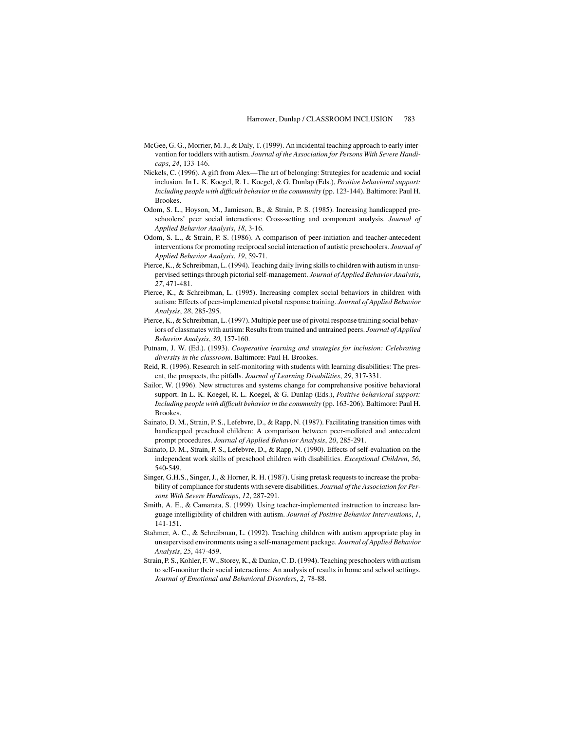McGee, G. G., Morrier, M. J., & Daly, T. (1999). An incidental teaching approach to early intervention for toddlers with autism. *Journal of the Association for Persons With Severe Handicaps*, *24*, 133-146.

Nickels, C. (1996). A gift from Alex—The art of belonging: Strategies for academic and social inclusion. In L. K. Koegel, R. L. Koegel, & G. Dunlap (Eds.), *Positive behavioral support: Including people with difficult behavior in the community* (pp. 123-144). Baltimore: Paul H. Brookes.

Odom, S. L., Hoyson, M., Jamieson, B., & Strain, P. S. (1985). Increasing handicapped preschoolers' peer social interactions: Cross-setting and component analysis. *Journal of Applied Behavior Analysis*, *18*, 3-16.

Odom, S. L., & Strain, P. S. (1986). A comparison of peer-initiation and teacher-antecedent interventions for promoting reciprocal social interaction of autistic preschoolers. *Journal of Applied Behavior Analysis*, *19*, 59-71.

Pierce, K., & Schreibman, L. (1994). Teaching daily living skills to children with autism in unsupervised settings through pictorial self-management. *Journal of Applied Behavior Analysis*, *27*, 471-481.

Pierce, K., & Schreibman, L. (1995). Increasing complex social behaviors in children with autism: Effects of peer-implemented pivotal response training. *Journal of Applied Behavior Analysis*, *28*, 285-295.

Pierce, K., & Schreibman, L. (1997). Multiple peer use of pivotal response training social behaviors of classmates with autism: Results from trained and untrained peers. *Journal of Applied Behavior Analysis*, *30*, 157-160.

Putnam, J. W. (Ed.). (1993). *Cooperative learning and strategies for inclusion: Celebrating diversity in the classroom*. Baltimore: Paul H. Brookes.

Reid, R. (1996). Research in self-monitoring with students with learning disabilities: The present, the prospects, the pitfalls. *Journal of Learning Disabilities*, *29*, 317-331.

Sailor, W. (1996). New structures and systems change for comprehensive positive behavioral support. In L. K. Koegel, R. L. Koegel, & G. Dunlap (Eds.), *Positive behavioral support: Including people with difficult behavior in the community* (pp. 163-206). Baltimore: Paul H. Brookes.

Sainato, D. M., Strain, P. S., Lefebvre, D., & Rapp, N. (1987). Facilitating transition times with handicapped preschool children: A comparison between peer-mediated and antecedent prompt procedures. *Journal of Applied Behavior Analysis*, *20*, 285-291.

Sainato, D. M., Strain, P. S., Lefebvre, D., & Rapp, N. (1990). Effects of self-evaluation on the independent work skills of preschool children with disabilities. *Exceptional Children*, *56*, 540-549.

Singer, G.H.S., Singer, J., & Horner, R. H. (1987). Using pretask requests to increase the probability of compliance for students with severe disabilities. *Journal of the Association for Persons With Severe Handicaps*, *12*, 287-291.

Smith, A. E., & Camarata, S. (1999). Using teacher-implemented instruction to increase language intelligibility of children with autism. *Journal of Positive Behavior Interventions*, *1*, 141-151.

Stahmer, A. C., & Schreibman, L. (1992). Teaching children with autism appropriate play in unsupervised environments using a self-management package. *Journal of Applied Behavior Analysis*, *25*, 447-459.

Strain, P. S., Kohler, F. W., Storey, K., & Danko, C. D. (1994). Teaching preschoolers with autism to self-monitor their social interactions: An analysis of results in home and school settings. *Journal of Emotional and Behavioral Disorders*, *2*, 78-88.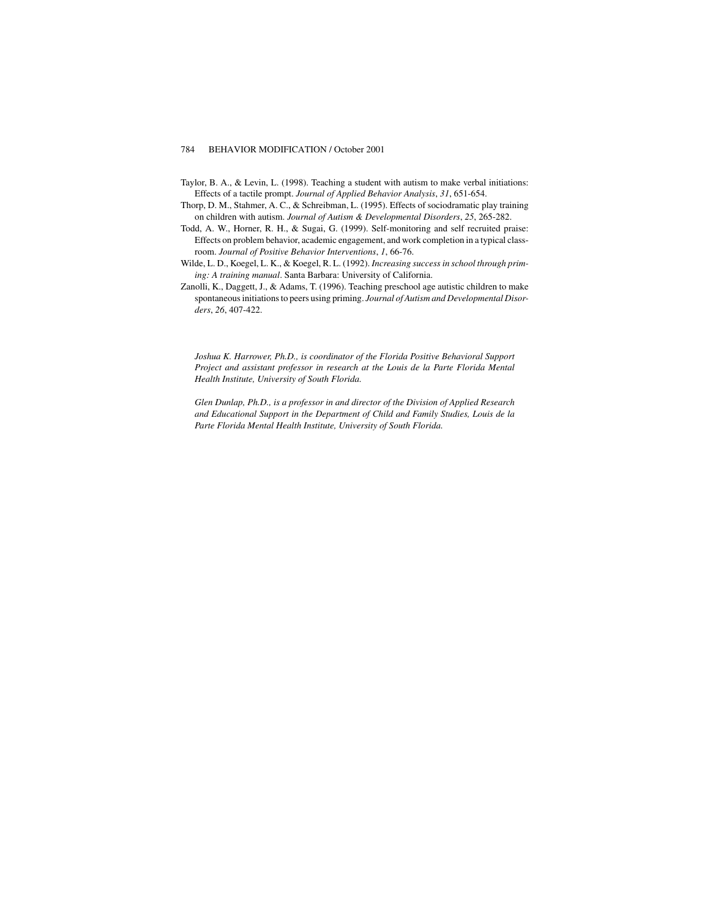Taylor, B. A., & Levin, L. (1998). Teaching a student with autism to make verbal initiations: Effects of a tactile prompt. *Journal of Applied Behavior Analysis*, *31*, 651-654.

Thorp, D. M., Stahmer, A. C., & Schreibman, L. (1995). Effects of sociodramatic play training on children with autism. *Journal of Autism & Developmental Disorders*, *25*, 265-282.

Todd, A. W., Horner, R. H., & Sugai, G. (1999). Self-monitoring and self recruited praise: Effects on problem behavior, academic engagement, and work completion in a typical classroom. *Journal of Positive Behavior Interventions*, *1*, 66-76.

Wilde, L. D., Koegel, L. K., & Koegel, R. L. (1992). *Increasing success in school through priming: A training manual*. Santa Barbara: University of California.

Zanolli, K., Daggett, J., & Adams, T. (1996). Teaching preschool age autistic children to make spontaneous initiations to peers using priming. *Journal of Autism and Developmental Disorders*, *26*, 407-422.

*Joshua K. Harrower, Ph.D., is coordinator of the Florida Positive Behavioral Support Project and assistant professor in research at the Louis de la Parte Florida Mental Health Institute, University of South Florida.*

*Glen Dunlap, Ph.D., is a professor in and director of the Division of Applied Research and Educational Support in the Department of Child and Family Studies, Louis de la Parte Florida Mental Health Institute, University of South Florida.*